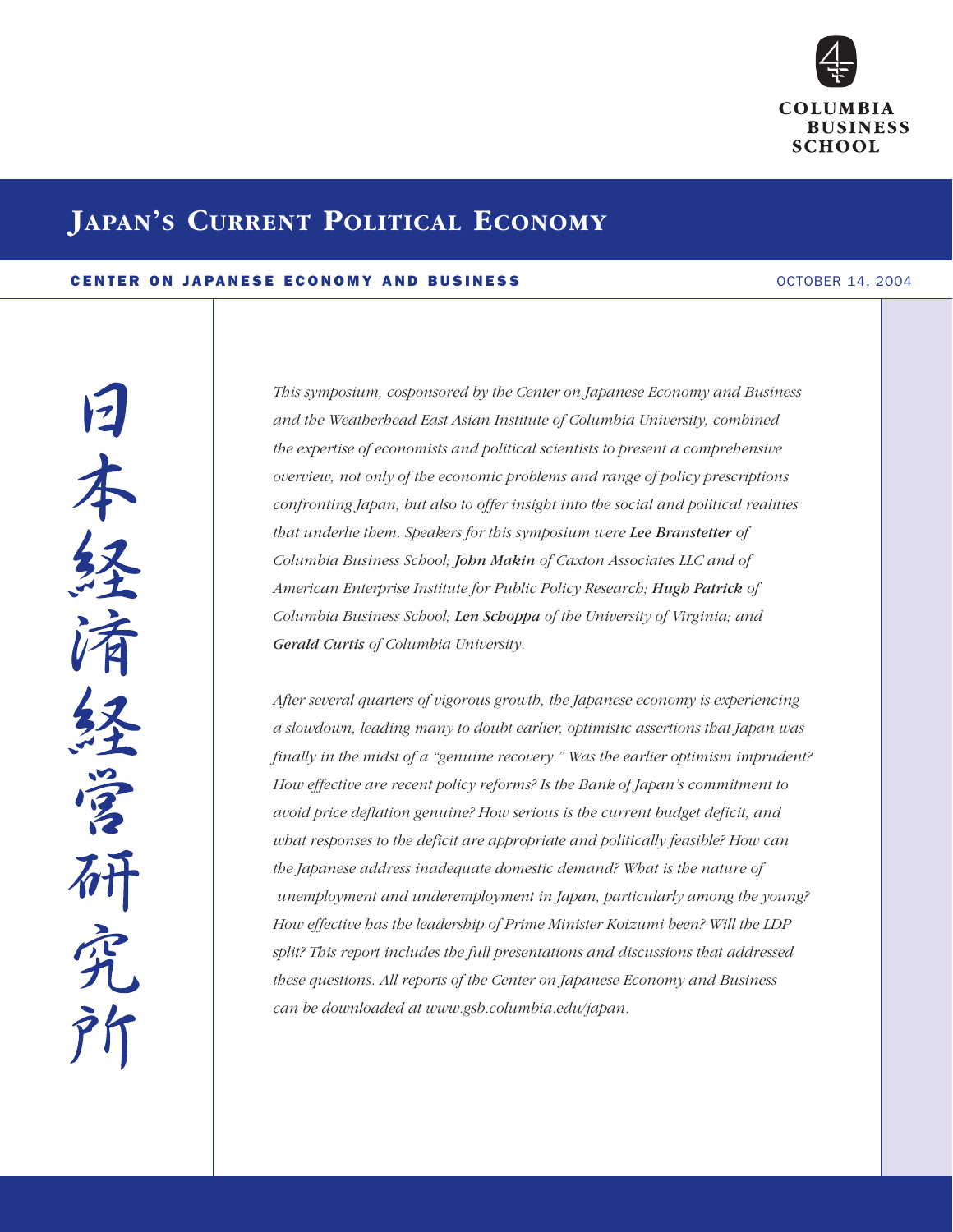COLUMBIA BUSINESS SCHOOL

# Japan's Current Political Economy

**CENTER ON JAPANESE ECONOMY AND BUSINESS** OCTOBER 14, 2004

日本経済経営研究所

*This symposium, cosponsored by the Center on Japanese Economy and Business and the Weatherhead East Asian Institute of Columbia University, combined the expertise of economists and political scientists to present a comprehensive overview, not only of the economic problems and range of policy prescriptions confronting Japan, but also to offer insight into the social and political realities that underlie them. Speakers for this symposium were* ***Lee Branstetter*** *of Columbia Business School;* ***John Makin*** *of Caxton Associates LLC and of American Enterprise Institute for Public Policy Research;* ***Hugh Patrick*** *of Columbia Business School;* ***Len Schoppa*** *of the University of Virginia; and* ***Gerald Curtis*** *of Columbia University.*

*After several quarters of vigorous growth, the Japanese economy is experiencing a slowdown, leading many to doubt earlier, optimistic assertions that Japan was finally in the midst of a "genuine recovery." Was the earlier optimism imprudent? How effective are recent policy reforms? Is the Bank of Japan's commitment to avoid price deflation genuine? How serious is the current budget deficit, and what responses to the deficit are appropriate and politically feasible? How can the Japanese address inadequate domestic demand? What is the nature of unemployment and underemployment in Japan, particularly among the young? How effective has the leadership of Prime Minister Koizumi been? Will the LDP split? This report includes the full presentations and discussions that addressed these questions. All reports of the Center on Japanese Economy and Business can be downloaded at www.gsb.columbia.edu/japan.*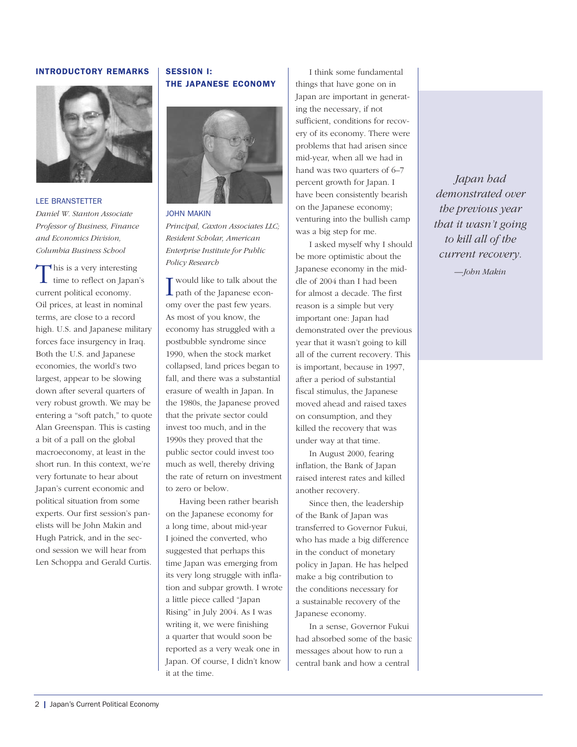## INTRODUCTORY REMARKS

LEE BRANSTETTER
*Daniel W. Stanton Associate Professor of Business, Finance and Economics Division, Columbia Business School*

This is a very interesting time to reflect on Japan's current political economy. Oil prices, at least in nominal terms, are close to a record high. U.S. and Japanese military forces face insurgency in Iraq. Both the U.S. and Japanese economies, the world's two largest, appear to be slowing down after several quarters of very robust growth. We may be entering a "soft patch," to quote Alan Greenspan. This is casting a bit of a pall on the global macroeconomy, at least in the short run. In this context, we're very fortunate to hear about Japan's current economic and political situation from some experts. Our first session's panelists will be John Makin and Hugh Patrick, and in the second session we will hear from Len Schoppa and Gerald Curtis.

## SESSION I: THE JAPANESE ECONOMY

JOHN MAKIN
*Principal, Caxton Associates LLC; Resident Scholar, American Enterprise Institute for Public Policy Research*

I would like to talk about the path of the Japanese economy over the past few years. As most of you know, the economy has struggled with a postbubble syndrome since 1990, when the stock market collapsed, land prices began to fall, and there was a substantial erasure of wealth in Japan. In the 1980s, the Japanese proved that the private sector could invest too much, and in the 1990s they proved that the public sector could invest too much as well, thereby driving the rate of return on investment to zero or below.

Having been rather bearish on the Japanese economy for a long time, about mid-year I joined the converted, who suggested that perhaps this time Japan was emerging from its very long struggle with inflation and subpar growth. I wrote a little piece called "Japan Rising" in July 2004. As I was writing it, we were finishing a quarter that would soon be reported as a very weak one in Japan. Of course, I didn't know it at the time.

I think some fundamental things that have gone on in Japan are important in generating the necessary, if not sufficient, conditions for recovery of its economy. There were problems that had arisen since mid-year, when all we had in hand was two quarters of 6–7 percent growth for Japan. I have been consistently bearish on the Japanese economy; venturing into the bullish camp was a big step for me.

I asked myself why I should be more optimistic about the Japanese economy in the middle of 2004 than I had been for almost a decade. The first reason is a simple but very important one: Japan had demonstrated over the previous year that it wasn't going to kill all of the current recovery. This is important, because in 1997, after a period of substantial fiscal stimulus, the Japanese moved ahead and raised taxes on consumption, and they killed the recovery that was under way at that time.

> *Japan had demonstrated over the previous year that it wasn't going to kill all of the current recovery.*
> *—John Makin*

In August 2000, fearing inflation, the Bank of Japan raised interest rates and killed another recovery.

Since then, the leadership of the Bank of Japan was transferred to Governor Fukui, who has made a big difference in the conduct of monetary policy in Japan. He has helped make a big contribution to the conditions necessary for a sustainable recovery of the Japanese economy.

In a sense, Governor Fukui had absorbed some of the basic messages about how to run a central bank and how a central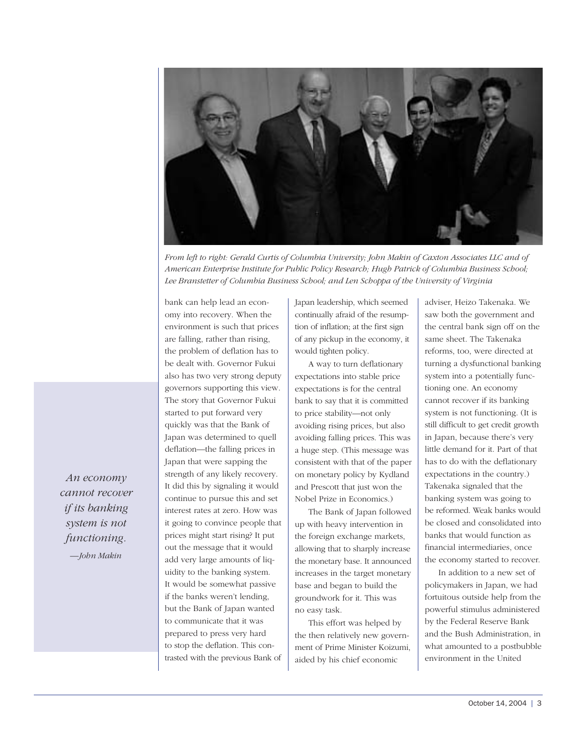*From left to right: Gerald Curtis of Columbia University; John Makin of Caxton Associates LLC and of American Enterprise Institute for Public Policy Research; Hugh Patrick of Columbia Business School; Lee Branstetter of Columbia Business School; and Len Schoppa of the University of Virginia*

bank can help lead an economy into recovery. When the environment is such that prices are falling, rather than rising, the problem of deflation has to be dealt with. Governor Fukui also has two very strong deputy governors supporting this view. The story that Governor Fukui started to put forward very quickly was that the Bank of Japan was determined to quell deflation—the falling prices in Japan that were sapping the strength of any likely recovery. It did this by signaling it would continue to pursue this and set interest rates at zero. How was it going to convince people that prices might start rising? It put out the message that it would add very large amounts of liquidity to the banking system. It would be somewhat passive if the banks weren't lending, but the Bank of Japan wanted to communicate that it was prepared to press very hard to stop the deflation. This contrasted with the previous Bank of Japan leadership, which seemed continually afraid of the resumption of inflation; at the first sign of any pickup in the economy, it would tighten policy.

A way to turn deflationary expectations into stable price expectations is for the central bank to say that it is committed to price stability—not only avoiding rising prices, but also avoiding falling prices. This was a huge step. (This message was consistent with that of the paper on monetary policy by Kydland and Prescott that just won the Nobel Prize in Economics.)

The Bank of Japan followed up with heavy intervention in the foreign exchange markets, allowing that to sharply increase the monetary base. It announced increases in the target monetary base and began to build the groundwork for it. This was no easy task.

This effort was helped by the then relatively new government of Prime Minister Koizumi, aided by his chief economic adviser, Heizo Takenaka. We saw both the government and the central bank sign off on the same sheet. The Takenaka reforms, too, were directed at turning a dysfunctional banking system into a potentially functioning one. An economy cannot recover if its banking system is not functioning. (It is still difficult to get credit growth in Japan, because there's very little demand for it. Part of that has to do with the deflationary expectations in the country.) Takenaka signaled that the banking system was going to be reformed. Weak banks would be closed and consolidated into banks that would function as financial intermediaries, once the economy started to recover.

In addition to a new set of policymakers in Japan, we had fortuitous outside help from the powerful stimulus administered by the Federal Reserve Bank and the Bush Administration, in what amounted to a postbubble environment in the United

*An economy cannot recover if its banking system is not functioning.*

*—John Makin*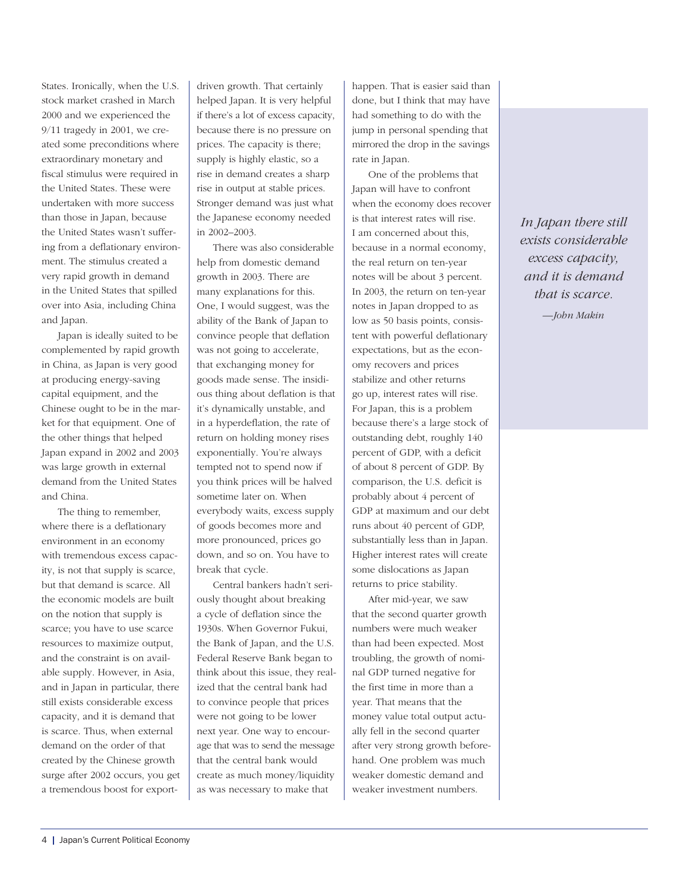States. Ironically, when the U.S. stock market crashed in March 2000 and we experienced the 9/11 tragedy in 2001, we created some preconditions where extraordinary monetary and fiscal stimulus were required in the United States. These were undertaken with more success than those in Japan, because the United States wasn't suffering from a deflationary environment. The stimulus created a very rapid growth in demand in the United States that spilled over into Asia, including China and Japan.

Japan is ideally suited to be complemented by rapid growth in China, as Japan is very good at producing energy-saving capital equipment, and the Chinese ought to be in the market for that equipment. One of the other things that helped Japan expand in 2002 and 2003 was large growth in external demand from the United States and China.

The thing to remember, where there is a deflationary environment in an economy with tremendous excess capacity, is not that supply is scarce, but that demand is scarce. All the economic models are built on the notion that supply is scarce; you have to use scarce resources to maximize output, and the constraint is on available supply. However, in Asia, and in Japan in particular, there still exists considerable excess capacity, and it is demand that is scarce. Thus, when external demand on the order of that created by the Chinese growth surge after 2002 occurs, you get a tremendous boost for export-driven growth. That certainly helped Japan. It is very helpful if there's a lot of excess capacity, because there is no pressure on prices. The capacity is there; supply is highly elastic, so a rise in demand creates a sharp rise in output at stable prices. Stronger demand was just what the Japanese economy needed in 2002–2003.

There was also considerable help from domestic demand growth in 2003. There are many explanations for this. One, I would suggest, was the ability of the Bank of Japan to convince people that deflation was not going to accelerate, that exchanging money for goods made sense. The insidious thing about deflation is that it's dynamically unstable, and in a hyperdeflation, the rate of return on holding money rises exponentially. You're always tempted not to spend now if you think prices will be halved sometime later on. When everybody waits, excess supply of goods becomes more and more pronounced, prices go down, and so on. You have to break that cycle.

Central bankers hadn't seriously thought about breaking a cycle of deflation since the 1930s. When Governor Fukui, the Bank of Japan, and the U.S. Federal Reserve Bank began to think about this issue, they realized that the central bank had to convince people that prices were not going to be lower next year. One way to encourage that was to send the message that the central bank would create as much money/liquidity as was necessary to make that happen. That is easier said than done, but I think that may have had something to do with the jump in personal spending that mirrored the drop in the savings rate in Japan.

One of the problems that Japan will have to confront when the economy does recover is that interest rates will rise. I am concerned about this, because in a normal economy, the real return on ten-year notes will be about 3 percent. In 2003, the return on ten-year notes in Japan dropped to as low as 50 basis points, consistent with powerful deflationary expectations, but as the economy recovers and prices stabilize and other returns go up, interest rates will rise. For Japan, this is a problem because there's a large stock of outstanding debt, roughly 140 percent of GDP, with a deficit of about 8 percent of GDP. By comparison, the U.S. deficit is probably about 4 percent of GDP at maximum and our debt runs about 40 percent of GDP, substantially less than in Japan. Higher interest rates will create some dislocations as Japan returns to price stability.

After mid-year, we saw that the second quarter growth numbers were much weaker than had been expected. Most troubling, the growth of nominal GDP turned negative for the first time in more than a year. That means that the money value total output actually fell in the second quarter after very strong growth beforehand. One problem was much weaker domestic demand and weaker investment numbers.

> *In Japan there still exists considerable excess capacity, and it is demand that is scarce.*
>
> *—John Makin*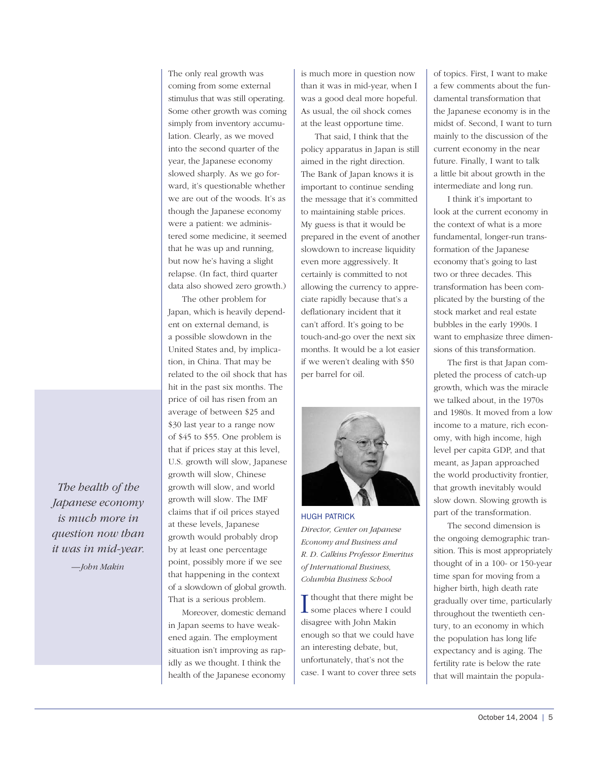The only real growth was coming from some external stimulus that was still operating. Some other growth was coming simply from inventory accumulation. Clearly, as we moved into the second quarter of the year, the Japanese economy slowed sharply. As we go forward, it's questionable whether we are out of the woods. It's as though the Japanese economy were a patient: we administered some medicine, it seemed that he was up and running, but now he's having a slight relapse. (In fact, third quarter data also showed zero growth.)

The other problem for Japan, which is heavily dependent on external demand, is a possible slowdown in the United States and, by implication, in China. That may be related to the oil shock that has hit in the past six months. The price of oil has risen from an average of between $25 and $30 last year to a range now of $45 to $55. One problem is that if prices stay at this level, U.S. growth will slow, Japanese growth will slow, Chinese growth will slow, and world growth will slow. The IMF claims that if oil prices stayed at these levels, Japanese growth would probably drop by at least one percentage point, possibly more if we see that happening in the context of a slowdown of global growth. That is a serious problem.

Moreover, domestic demand in Japan seems to have weakened again. The employment situation isn't improving as rapidly as we thought. I think the health of the Japanese economy is much more in question now than it was in mid-year, when I was a good deal more hopeful. As usual, the oil shock comes at the least opportune time.

> *The health of the Japanese economy is much more in question now than it was in mid-year.*
>
> *—John Makin*

That said, I think that the policy apparatus in Japan is still aimed in the right direction. The Bank of Japan knows it is important to continue sending the message that it's committed to maintaining stable prices. My guess is that it would be prepared in the event of another slowdown to increase liquidity even more aggressively. It certainly is committed to not allowing the currency to appreciate rapidly because that's a deflationary incident that it can't afford. It's going to be touch-and-go over the next six months. It would be a lot easier if we weren't dealing with $50 per barrel for oil.

HUGH PATRICK
*Director, Center on Japanese Economy and Business and R. D. Calkins Professor Emeritus of International Business, Columbia Business School*

I thought that there might be some places where I could disagree with John Makin enough so that we could have an interesting debate, but, unfortunately, that's not the case. I want to cover three sets of topics. First, I want to make a few comments about the fundamental transformation that the Japanese economy is in the midst of. Second, I want to turn mainly to the discussion of the current economy in the near future. Finally, I want to talk a little bit about growth in the intermediate and long run.

I think it's important to look at the current economy in the context of what is a more fundamental, longer-run transformation of the Japanese economy that's going to last two or three decades. This transformation has been complicated by the bursting of the stock market and real estate bubbles in the early 1990s. I want to emphasize three dimensions of this transformation.

The first is that Japan completed the process of catch-up growth, which was the miracle we talked about, in the 1970s and 1980s. It moved from a low income to a mature, rich economy, with high income, high level per capita GDP, and that meant, as Japan approached the world productivity frontier, that growth inevitably would slow down. Slowing growth is part of the transformation.

The second dimension is the ongoing demographic transition. This is most appropriately thought of in a 100- or 150-year time span for moving from a higher birth, high death rate gradually over time, particularly throughout the twentieth century, to an economy in which the population has long life expectancy and is aging. The fertility rate is below the rate that will maintain the popula-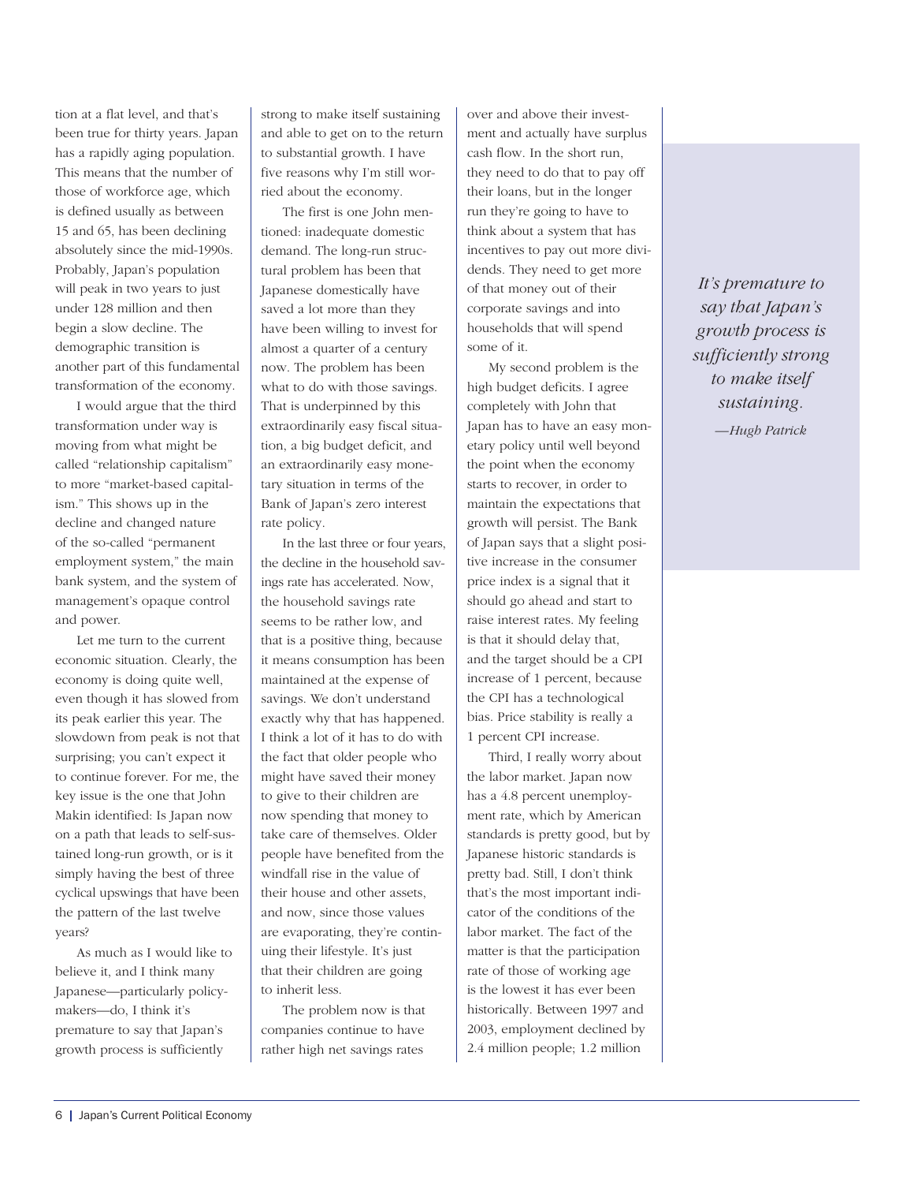tion at a flat level, and that's been true for thirty years. Japan has a rapidly aging population. This means that the number of those of workforce age, which is defined usually as between 15 and 65, has been declining absolutely since the mid-1990s. Probably, Japan's population will peak in two years to just under 128 million and then begin a slow decline. The demographic transition is another part of this fundamental transformation of the economy.

I would argue that the third transformation under way is moving from what might be called "relationship capitalism" to more "market-based capitalism." This shows up in the decline and changed nature of the so-called "permanent employment system," the main bank system, and the system of management's opaque control and power.

Let me turn to the current economic situation. Clearly, the economy is doing quite well, even though it has slowed from its peak earlier this year. The slowdown from peak is not that surprising; you can't expect it to continue forever. For me, the key issue is the one that John Makin identified: Is Japan now on a path that leads to self-sustained long-run growth, or is it simply having the best of three cyclical upswings that have been the pattern of the last twelve years?

As much as I would like to believe it, and I think many Japanese—particularly policymakers—do, I think it's premature to say that Japan's growth process is sufficiently strong to make itself sustaining and able to get on to the return to substantial growth. I have five reasons why I'm still worried about the economy.

The first is one John mentioned: inadequate domestic demand. The long-run structural problem has been that Japanese domestically have saved a lot more than they have been willing to invest for almost a quarter of a century now. The problem has been what to do with those savings. That is underpinned by this extraordinarily easy fiscal situation, a big budget deficit, and an extraordinarily easy monetary situation in terms of the Bank of Japan's zero interest rate policy.

In the last three or four years, the decline in the household savings rate has accelerated. Now, the household savings rate seems to be rather low, and that is a positive thing, because it means consumption has been maintained at the expense of savings. We don't understand exactly why that has happened. I think a lot of it has to do with the fact that older people who might have saved their money to give to their children are now spending that money to take care of themselves. Older people have benefited from the windfall rise in the value of their house and other assets, and now, since those values are evaporating, they're continuing their lifestyle. It's just that their children are going to inherit less.

The problem now is that companies continue to have rather high net savings rates over and above their investment and actually have surplus cash flow. In the short run, they need to do that to pay off their loans, but in the longer run they're going to have to think about a system that has incentives to pay out more dividends. They need to get more of that money out of their corporate savings and into households that will spend some of it.

My second problem is the high budget deficits. I agree completely with John that Japan has to have an easy monetary policy until well beyond the point when the economy starts to recover, in order to maintain the expectations that growth will persist. The Bank of Japan says that a slight positive increase in the consumer price index is a signal that it should go ahead and start to raise interest rates. My feeling is that it should delay that, and the target should be a CPI increase of 1 percent, because the CPI has a technological bias. Price stability is really a 1 percent CPI increase.

Third, I really worry about the labor market. Japan now has a 4.8 percent unemployment rate, which by American standards is pretty good, but by Japanese historic standards is pretty bad. Still, I don't think that's the most important indicator of the conditions of the labor market. The fact of the matter is that the participation rate of those of working age is the lowest it has ever been historically. Between 1997 and 2003, employment declined by 2.4 million people; 1.2 million

> *It's premature to say that Japan's growth process is sufficiently strong to make itself sustaining.*
> *—Hugh Patrick*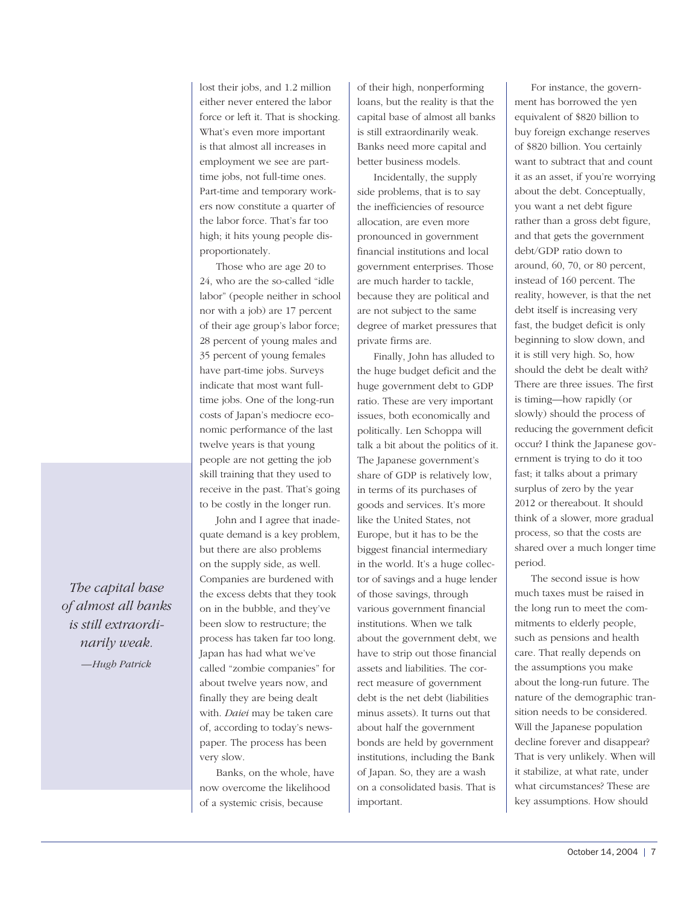lost their jobs, and 1.2 million either never entered the labor force or left it. That is shocking. What's even more important is that almost all increases in employment we see are part-time jobs, not full-time ones. Part-time and temporary workers now constitute a quarter of the labor force. That's far too high; it hits young people disproportionately.

Those who are age 20 to 24, who are the so-called "idle labor" (people neither in school nor with a job) are 17 percent of their age group's labor force; 28 percent of young males and 35 percent of young females have part-time jobs. Surveys indicate that most want full-time jobs. One of the long-run costs of Japan's mediocre economic performance of the last twelve years is that young people are not getting the job skill training that they used to receive in the past. That's going to be costly in the longer run.

John and I agree that inadequate demand is a key problem, but there are also problems on the supply side, as well. Companies are burdened with the excess debts that they took on in the bubble, and they've been slow to restructure; the process has taken far too long. Japan has had what we've called "zombie companies" for about twelve years now, and finally they are being dealt with. *Daiei* may be taken care of, according to today's newspaper. The process has been very slow.

Banks, on the whole, have now overcome the likelihood of a systemic crisis, because of their high, nonperforming loans, but the reality is that the capital base of almost all banks is still extraordinarily weak. Banks need more capital and better business models.

> *The capital base of almost all banks is still extraordinarily weak.*
> *—Hugh Patrick*

Incidentally, the supply side problems, that is to say the inefficiencies of resource allocation, are even more pronounced in government financial institutions and local government enterprises. Those are much harder to tackle, because they are political and are not subject to the same degree of market pressures that private firms are.

Finally, John has alluded to the huge budget deficit and the huge government debt to GDP ratio. These are very important issues, both economically and politically. Len Schoppa will talk a bit about the politics of it. The Japanese government's share of GDP is relatively low, in terms of its purchases of goods and services. It's more like the United States, not Europe, but it has to be the biggest financial intermediary in the world. It's a huge collector of savings and a huge lender of those savings, through various government financial institutions. When we talk about the government debt, we have to strip out those financial assets and liabilities. The correct measure of government debt is the net debt (liabilities minus assets). It turns out that about half the government bonds are held by government institutions, including the Bank of Japan. So, they are a wash on a consolidated basis. That is important.

For instance, the government has borrowed the yen equivalent of $820 billion to buy foreign exchange reserves of $820 billion. You certainly want to subtract that and count it as an asset, if you're worrying about the debt. Conceptually, you want a net debt figure rather than a gross debt figure, and that gets the government debt/GDP ratio down to around, 60, 70, or 80 percent, instead of 160 percent. The reality, however, is that the net debt itself is increasing very fast, the budget deficit is only beginning to slow down, and it is still very high. So, how should the debt be dealt with? There are three issues. The first is timing—how rapidly (or slowly) should the process of reducing the government deficit occur? I think the Japanese government is trying to do it too fast; it talks about a primary surplus of zero by the year 2012 or thereabout. It should think of a slower, more gradual process, so that the costs are shared over a much longer time period.

The second issue is how much taxes must be raised in the long run to meet the commitments to elderly people, such as pensions and health care. That really depends on the assumptions you make about the long-run future. The nature of the demographic transition needs to be considered. Will the Japanese population decline forever and disappear? That is very unlikely. When will it stabilize, at what rate, under what circumstances? These are key assumptions. How should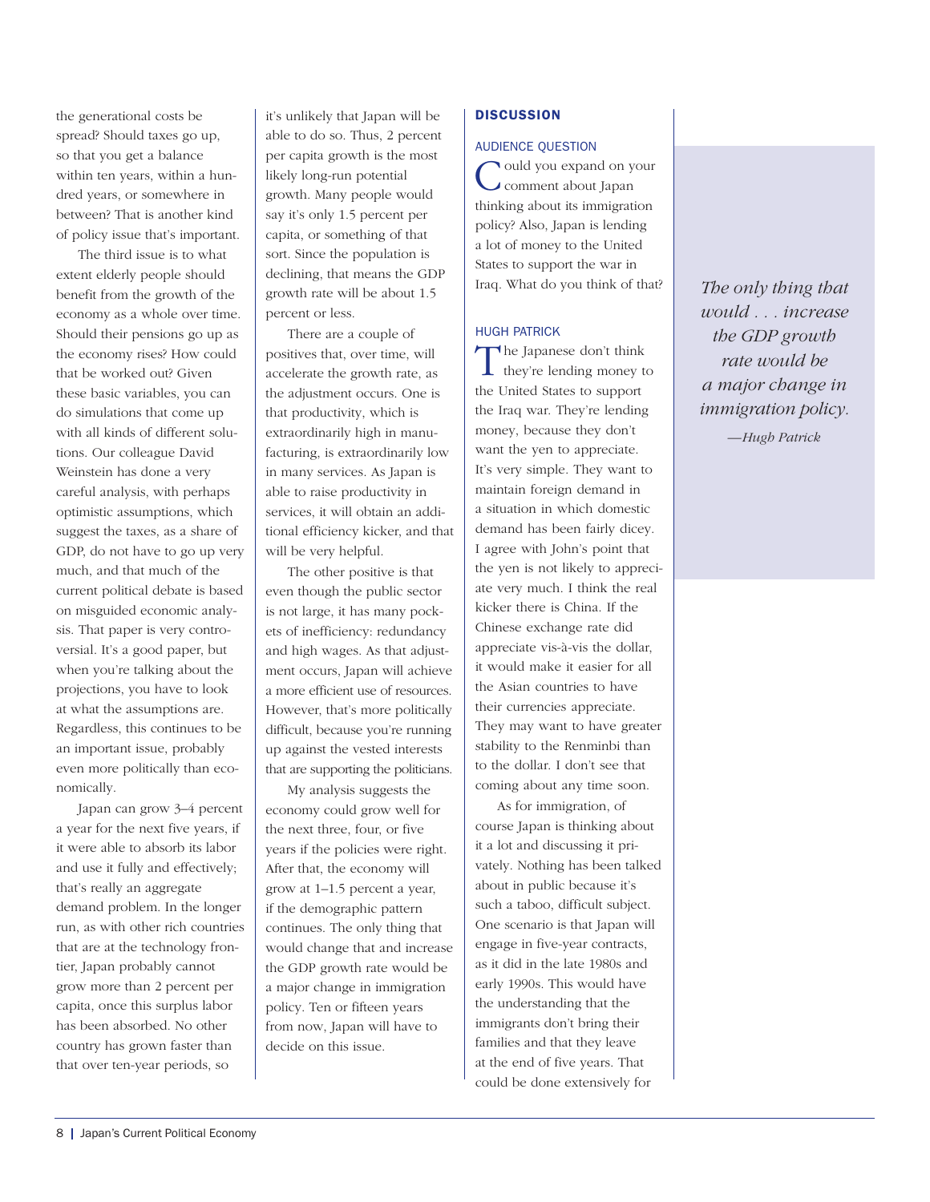the generational costs be spread? Should taxes go up, so that you get a balance within ten years, within a hundred years, or somewhere in between? That is another kind of policy issue that's important.

The third issue is to what extent elderly people should benefit from the growth of the economy as a whole over time. Should their pensions go up as the economy rises? How could that be worked out? Given these basic variables, you can do simulations that come up with all kinds of different solutions. Our colleague David Weinstein has done a very careful analysis, with perhaps optimistic assumptions, which suggest the taxes, as a share of GDP, do not have to go up very much, and that much of the current political debate is based on misguided economic analysis. That paper is very controversial. It's a good paper, but when you're talking about the projections, you have to look at what the assumptions are. Regardless, this continues to be an important issue, probably even more politically than economically.

Japan can grow 3–4 percent a year for the next five years, if it were able to absorb its labor and use it fully and effectively; that's really an aggregate demand problem. In the longer run, as with other rich countries that are at the technology frontier, Japan probably cannot grow more than 2 percent per capita, once this surplus labor has been absorbed. No other country has grown faster than that over ten-year periods, so it's unlikely that Japan will be able to do so. Thus, 2 percent per capita growth is the most likely long-run potential growth. Many people would say it's only 1.5 percent per capita, or something of that sort. Since the population is declining, that means the GDP growth rate will be about 1.5 percent or less.

There are a couple of positives that, over time, will accelerate the growth rate, as the adjustment occurs. One is that productivity, which is extraordinarily high in manufacturing, is extraordinarily low in many services. As Japan is able to raise productivity in services, it will obtain an additional efficiency kicker, and that will be very helpful.

The other positive is that even though the public sector is not large, it has many pockets of inefficiency: redundancy and high wages. As that adjustment occurs, Japan will achieve a more efficient use of resources. However, that's more politically difficult, because you're running up against the vested interests that are supporting the politicians.

My analysis suggests the economy could grow well for the next three, four, or five years if the policies were right. After that, the economy will grow at 1–1.5 percent a year, if the demographic pattern continues. The only thing that would change that and increase the GDP growth rate would be a major change in immigration policy. Ten or fifteen years from now, Japan will have to decide on this issue.

## DISCUSSION

### AUDIENCE QUESTION

Could you expand on your comment about Japan thinking about its immigration policy? Also, Japan is lending a lot of money to the United States to support the war in Iraq. What do you think of that?

### HUGH PATRICK

The Japanese don't think they're lending money to the United States to support the Iraq war. They're lending money, because they don't want the yen to appreciate. It's very simple. They want to maintain foreign demand in a situation in which domestic demand has been fairly dicey. I agree with John's point that the yen is not likely to appreciate very much. I think the real kicker there is China. If the Chinese exchange rate did appreciate vis-à-vis the dollar, it would make it easier for all the Asian countries to have their currencies appreciate. They may want to have greater stability to the Renminbi than to the dollar. I don't see that coming about any time soon.

As for immigration, of course Japan is thinking about it a lot and discussing it privately. Nothing has been talked about in public because it's such a taboo, difficult subject. One scenario is that Japan will engage in five-year contracts, as it did in the late 1980s and early 1990s. This would have the understanding that the immigrants don't bring their families and that they leave at the end of five years. That could be done extensively for

*The only thing that would . . . increase the GDP growth rate would be a major change in immigration policy.*

*—Hugh Patrick*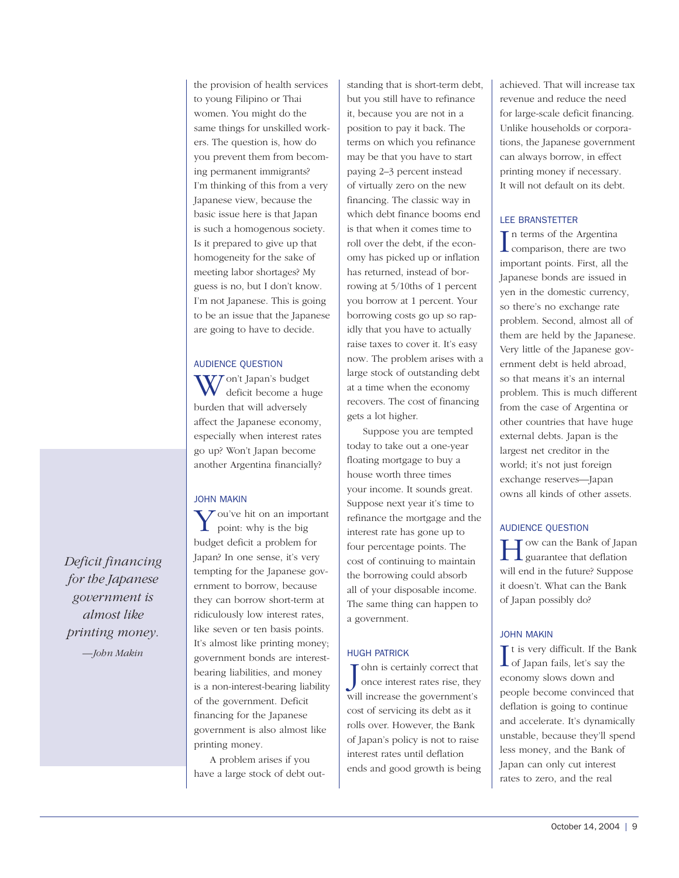the provision of health services to young Filipino or Thai women. You might do the same things for unskilled workers. The question is, how do you prevent them from becoming permanent immigrants? I'm thinking of this from a very Japanese view, because the basic issue here is that Japan is such a homogenous society. Is it prepared to give up that homogeneity for the sake of meeting labor shortages? My guess is no, but I don't know. I'm not Japanese. This is going to be an issue that the Japanese are going to have to decide.

### AUDIENCE QUESTION

Won't Japan's budget deficit become a huge burden that will adversely affect the Japanese economy, especially when interest rates go up? Won't Japan become another Argentina financially?

### JOHN MAKIN

You've hit on an important point: why is the big budget deficit a problem for Japan? In one sense, it's very tempting for the Japanese government to borrow, because they can borrow short-term at ridiculously low interest rates, like seven or ten basis points. It's almost like printing money; government bonds are interest-bearing liabilities, and money is a non-interest-bearing liability of the government. Deficit financing for the Japanese government is also almost like printing money.

> *Deficit financing for the Japanese government is almost like printing money.*
>
> *—John Makin*

A problem arises if you have a large stock of debt outstanding that is short-term debt, but you still have to refinance it, because you are not in a position to pay it back. The terms on which you refinance may be that you have to start paying 2–3 percent instead of virtually zero on the new financing. The classic way in which debt finance booms end is that when it comes time to roll over the debt, if the economy has picked up or inflation has returned, instead of borrowing at 5/10ths of 1 percent you borrow at 1 percent. Your borrowing costs go up so rapidly that you have to actually raise taxes to cover it. It's easy now. The problem arises with a large stock of outstanding debt at a time when the economy recovers. The cost of financing gets a lot higher.

Suppose you are tempted today to take out a one-year floating mortgage to buy a house worth three times your income. It sounds great. Suppose next year it's time to refinance the mortgage and the interest rate has gone up to four percentage points. The cost of continuing to maintain the borrowing could absorb all of your disposable income. The same thing can happen to a government.

### HUGH PATRICK

John is certainly correct that once interest rates rise, they will increase the government's cost of servicing its debt as it rolls over. However, the Bank of Japan's policy is not to raise interest rates until deflation ends and good growth is being achieved. That will increase tax revenue and reduce the need for large-scale deficit financing. Unlike households or corporations, the Japanese government can always borrow, in effect printing money if necessary. It will not default on its debt.

### LEE BRANSTETTER

In terms of the Argentina comparison, there are two important points. First, all the Japanese bonds are issued in yen in the domestic currency, so there's no exchange rate problem. Second, almost all of them are held by the Japanese. Very little of the Japanese government debt is held abroad, so that means it's an internal problem. This is much different from the case of Argentina or other countries that have huge external debts. Japan is the largest net creditor in the world; it's not just foreign exchange reserves—Japan owns all kinds of other assets.

### AUDIENCE QUESTION

How can the Bank of Japan guarantee that deflation will end in the future? Suppose it doesn't. What can the Bank of Japan possibly do?

### JOHN MAKIN

It is very difficult. If the Bank of Japan fails, let's say the economy slows down and people become convinced that deflation is going to continue and accelerate. It's dynamically unstable, because they'll spend less money, and the Bank of Japan can only cut interest rates to zero, and the real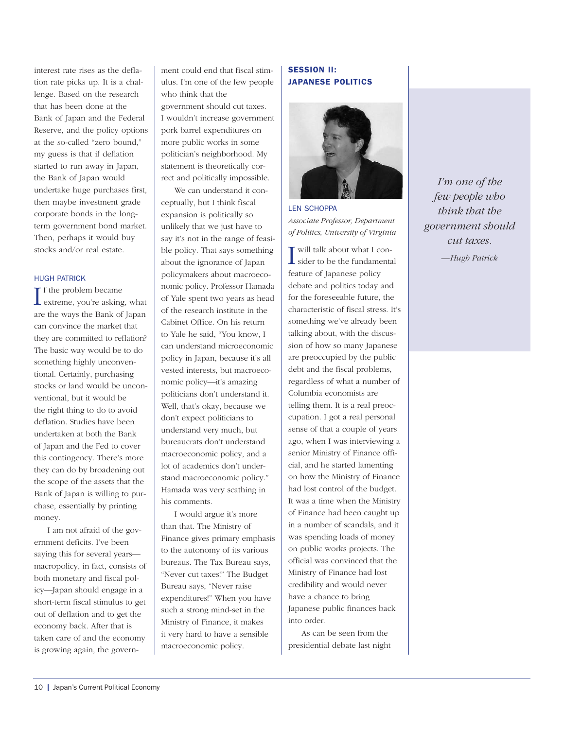interest rate rises as the deflation rate picks up. It is a challenge. Based on the research that has been done at the Bank of Japan and the Federal Reserve, and the policy options at the so-called "zero bound," my guess is that if deflation started to run away in Japan, the Bank of Japan would undertake huge purchases first, then maybe investment grade corporate bonds in the long-term government bond market. Then, perhaps it would buy stocks and/or real estate.

### HUGH PATRICK

If the problem became extreme, you're asking, what are the ways the Bank of Japan can convince the market that they are committed to reflation? The basic way would be to do something highly unconventional. Certainly, purchasing stocks or land would be unconventional, but it would be the right thing to do to avoid deflation. Studies have been undertaken at both the Bank of Japan and the Fed to cover this contingency. There's more they can do by broadening out the scope of the assets that the Bank of Japan is willing to purchase, essentially by printing money.

I am not afraid of the government deficits. I've been saying this for several years—macropolicy, in fact, consists of both monetary and fiscal policy—Japan should engage in a short-term fiscal stimulus to get out of deflation and to get the economy back. After that is taken care of and the economy is growing again, the government could end that fiscal stimulus. I'm one of the few people who think that the government should cut taxes. I wouldn't increase government pork barrel expenditures on more public works in some politician's neighborhood. My statement is theoretically correct and politically impossible.

We can understand it conceptually, but I think fiscal expansion is politically so unlikely that we just have to say it's not in the range of feasible policy. That says something about the ignorance of Japan policymakers about macroeconomic policy. Professor Hamada of Yale spent two years as head of the research institute in the Cabinet Office. On his return to Yale he said, "You know, I can understand microeconomic policy in Japan, because it's all vested interests, but macroeconomic policy—it's amazing politicians don't understand it. Well, that's okay, because we don't expect politicians to understand very much, but bureaucrats don't understand macroeconomic policy, and a lot of academics don't understand macroeconomic policy." Hamada was very scathing in his comments.

I would argue it's more than that. The Ministry of Finance gives primary emphasis to the autonomy of its various bureaus. The Tax Bureau says, "Never cut taxes!" The Budget Bureau says, "Never raise expenditures!" When you have such a strong mind-set in the Ministry of Finance, it makes it very hard to have a sensible macroeconomic policy.

> *I'm one of the few people who think that the government should cut taxes.*
> *—Hugh Patrick*

## SESSION II: JAPANESE POLITICS

### LEN SCHOPPA

*Associate Professor, Department of Politics, University of Virginia*

I will talk about what I consider to be the fundamental feature of Japanese policy debate and politics today and for the foreseeable future, the characteristic of fiscal stress. It's something we've already been talking about, with the discussion of how so many Japanese are preoccupied by the public debt and the fiscal problems, regardless of what a number of Columbia economists are telling them. It is a real preoccupation. I got a real personal sense of that a couple of years ago, when I was interviewing a senior Ministry of Finance official, and he started lamenting on how the Ministry of Finance had lost control of the budget. It was a time when the Ministry of Finance had been caught up in a number of scandals, and it was spending loads of money on public works projects. The official was convinced that the Ministry of Finance had lost credibility and would never have a chance to bring Japanese public finances back into order.

As can be seen from the presidential debate last night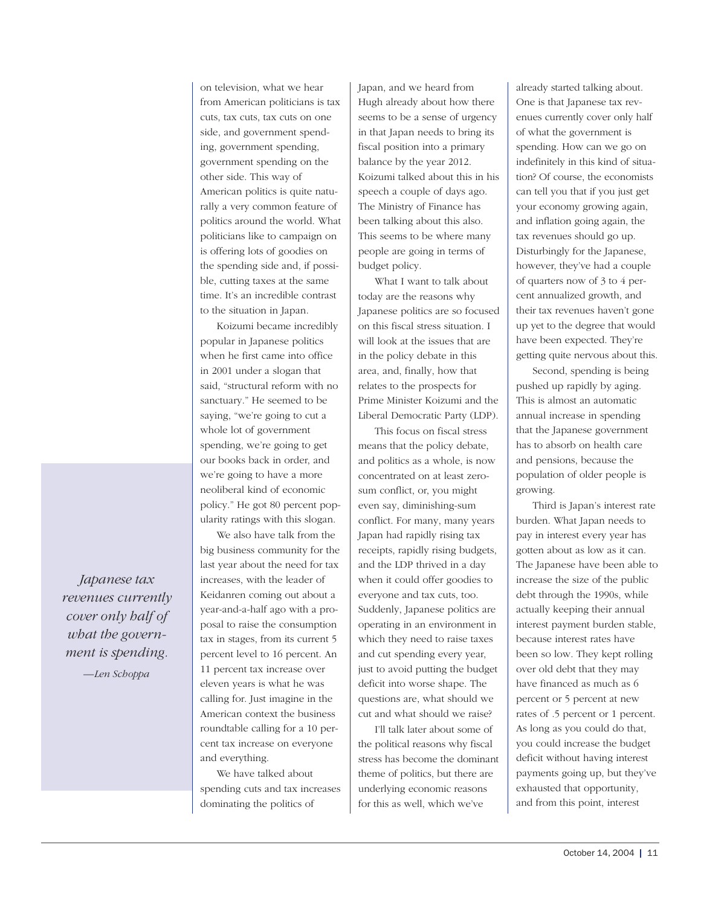on television, what we hear from American politicians is tax cuts, tax cuts, tax cuts on one side, and government spending, government spending, government spending on the other side. This way of American politics is quite naturally a very common feature of politics around the world. What politicians like to campaign on is offering lots of goodies on the spending side and, if possible, cutting taxes at the same time. It's an incredible contrast to the situation in Japan.

Koizumi became incredibly popular in Japanese politics when he first came into office in 2001 under a slogan that said, "structural reform with no sanctuary." He seemed to be saying, "we're going to cut a whole lot of government spending, we're going to get our books back in order, and we're going to have a more neoliberal kind of economic policy." He got 80 percent popularity ratings with this slogan.

We also have talk from the big business community for the last year about the need for tax increases, with the leader of Keidanren coming out about a year-and-a-half ago with a proposal to raise the consumption tax in stages, from its current 5 percent level to 16 percent. An 11 percent tax increase over eleven years is what he was calling for. Just imagine in the American context the business roundtable calling for a 10 percent tax increase on everyone and everything.

We have talked about spending cuts and tax increases dominating the politics of Japan, and we heard from Hugh already about how there seems to be a sense of urgency in that Japan needs to bring its fiscal position into a primary balance by the year 2012. Koizumi talked about this in his speech a couple of days ago. The Ministry of Finance has been talking about this also. This seems to be where many people are going in terms of budget policy.

What I want to talk about today are the reasons why Japanese politics are so focused on this fiscal stress situation. I will look at the issues that are in the policy debate in this area, and, finally, how that relates to the prospects for Prime Minister Koizumi and the Liberal Democratic Party (LDP).

This focus on fiscal stress means that the policy debate, and politics as a whole, is now concentrated on at least zero-sum conflict, or, you might even say, diminishing-sum conflict. For many, many years Japan had rapidly rising tax receipts, rapidly rising budgets, and the LDP thrived in a day when it could offer goodies to everyone and tax cuts, too. Suddenly, Japanese politics are operating in an environment in which they need to raise taxes and cut spending every year, just to avoid putting the budget deficit into worse shape. The questions are, what should we cut and what should we raise?

I'll talk later about some of the political reasons why fiscal stress has become the dominant theme of politics, but there are underlying economic reasons for this as well, which we've already started talking about. One is that Japanese tax revenues currently cover only half of what the government is spending. How can we go on indefinitely in this kind of situation? Of course, the economists can tell you that if you just get your economy growing again, and inflation going again, the tax revenues should go up. Disturbingly for the Japanese, however, they've had a couple of quarters now of 3 to 4 percent annualized growth, and their tax revenues haven't gone up yet to the degree that would have been expected. They're getting quite nervous about this.

> *Japanese tax revenues currently cover only half of what the government is spending.*
>
> *—Len Schoppa*

Second, spending is being pushed up rapidly by aging. This is almost an automatic annual increase in spending that the Japanese government has to absorb on health care and pensions, because the population of older people is growing.

Third is Japan's interest rate burden. What Japan needs to pay in interest every year has gotten about as low as it can. The Japanese have been able to increase the size of the public debt through the 1990s, while actually keeping their annual interest payment burden stable, because interest rates have been so low. They kept rolling over old debt that they may have financed as much as 6 percent or 5 percent at new rates of .5 percent or 1 percent. As long as you could do that, you could increase the budget deficit without having interest payments going up, but they've exhausted that opportunity, and from this point, interest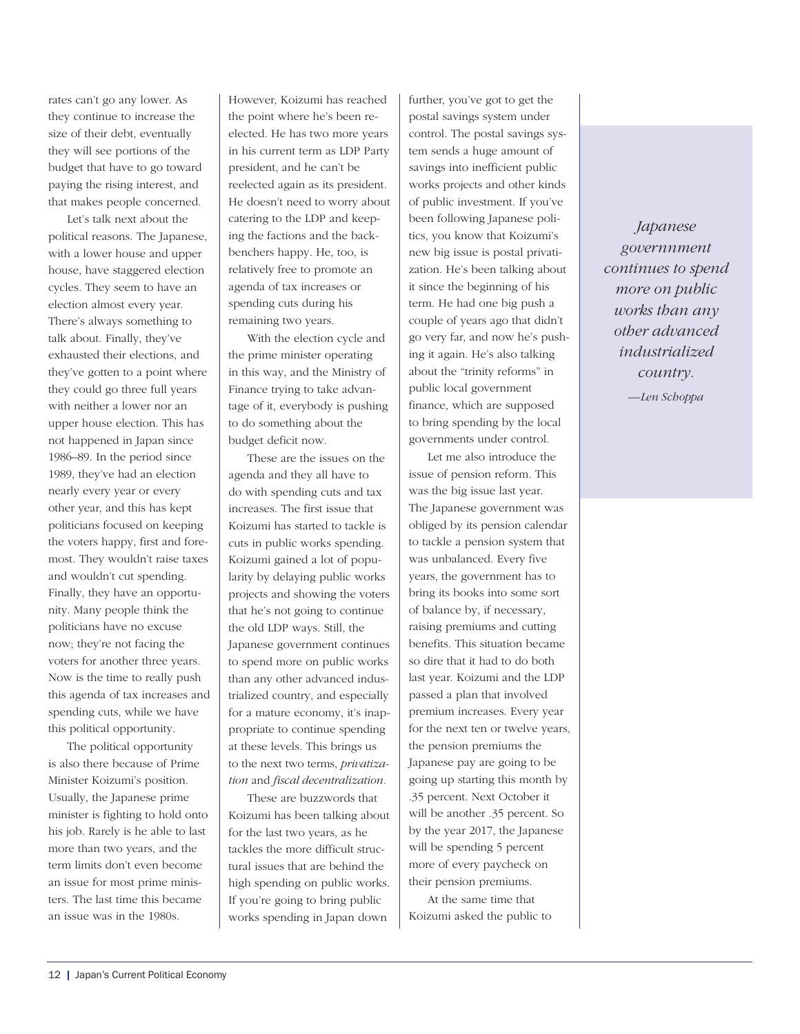rates can't go any lower. As they continue to increase the size of their debt, eventually they will see portions of the budget that have to go toward paying the rising interest, and that makes people concerned.

Let's talk next about the political reasons. The Japanese, with a lower house and upper house, have staggered election cycles. They seem to have an election almost every year. There's always something to talk about. Finally, they've exhausted their elections, and they've gotten to a point where they could go three full years with neither a lower nor an upper house election. This has not happened in Japan since 1986–89. In the period since 1989, they've had an election nearly every year or every other year, and this has kept politicians focused on keeping the voters happy, first and foremost. They wouldn't raise taxes and wouldn't cut spending. Finally, they have an opportunity. Many people think the politicians have no excuse now; they're not facing the voters for another three years. Now is the time to really push this agenda of tax increases and spending cuts, while we have this political opportunity.

The political opportunity is also there because of Prime Minister Koizumi's position. Usually, the Japanese prime minister is fighting to hold onto his job. Rarely is he able to last more than two years, and the term limits don't even become an issue for most prime ministers. The last time this became an issue was in the 1980s. However, Koizumi has reached the point where he's been reelected. He has two more years in his current term as LDP Party president, and he can't be reelected again as its president. He doesn't need to worry about catering to the LDP and keeping the factions and the backbenchers happy. He, too, is relatively free to promote an agenda of tax increases or spending cuts during his remaining two years.

With the election cycle and the prime minister operating in this way, and the Ministry of Finance trying to take advantage of it, everybody is pushing to do something about the budget deficit now.

These are the issues on the agenda and they all have to do with spending cuts and tax increases. The first issue that Koizumi has started to tackle is cuts in public works spending. Koizumi gained a lot of popularity by delaying public works projects and showing the voters that he's not going to continue the old LDP ways. Still, the Japanese government continues to spend more on public works than any other advanced industrialized country, and especially for a mature economy, it's inappropriate to continue spending at these levels. This brings us to the next two terms, *privatization* and *fiscal decentralization*.

These are buzzwords that Koizumi has been talking about for the last two years, as he tackles the more difficult structural issues that are behind the high spending on public works. If you're going to bring public works spending in Japan down further, you've got to get the postal savings system under control. The postal savings system sends a huge amount of savings into inefficient public works projects and other kinds of public investment. If you've been following Japanese politics, you know that Koizumi's new big issue is postal privatization. He's been talking about it since the beginning of his term. He had one big push a couple of years ago that didn't go very far, and now he's pushing it again. He's also talking about the "trinity reforms" in public local government finance, which are supposed to bring spending by the local governments under control.

Let me also introduce the issue of pension reform. This was the big issue last year. The Japanese government was obliged by its pension calendar to tackle a pension system that was unbalanced. Every five years, the government has to bring its books into some sort of balance by, if necessary, raising premiums and cutting benefits. This situation became so dire that it had to do both last year. Koizumi and the LDP passed a plan that involved premium increases. Every year for the next ten or twelve years, the pension premiums the Japanese pay are going to be going up starting this month by .35 percent. Next October it will be another .35 percent. So by the year 2017, the Japanese will be spending 5 percent more of every paycheck on their pension premiums.

At the same time that Koizumi asked the public to

> *Japanese governnment continues to spend more on public works than any other advanced industrialized country.*
>
> *—Len Schoppa*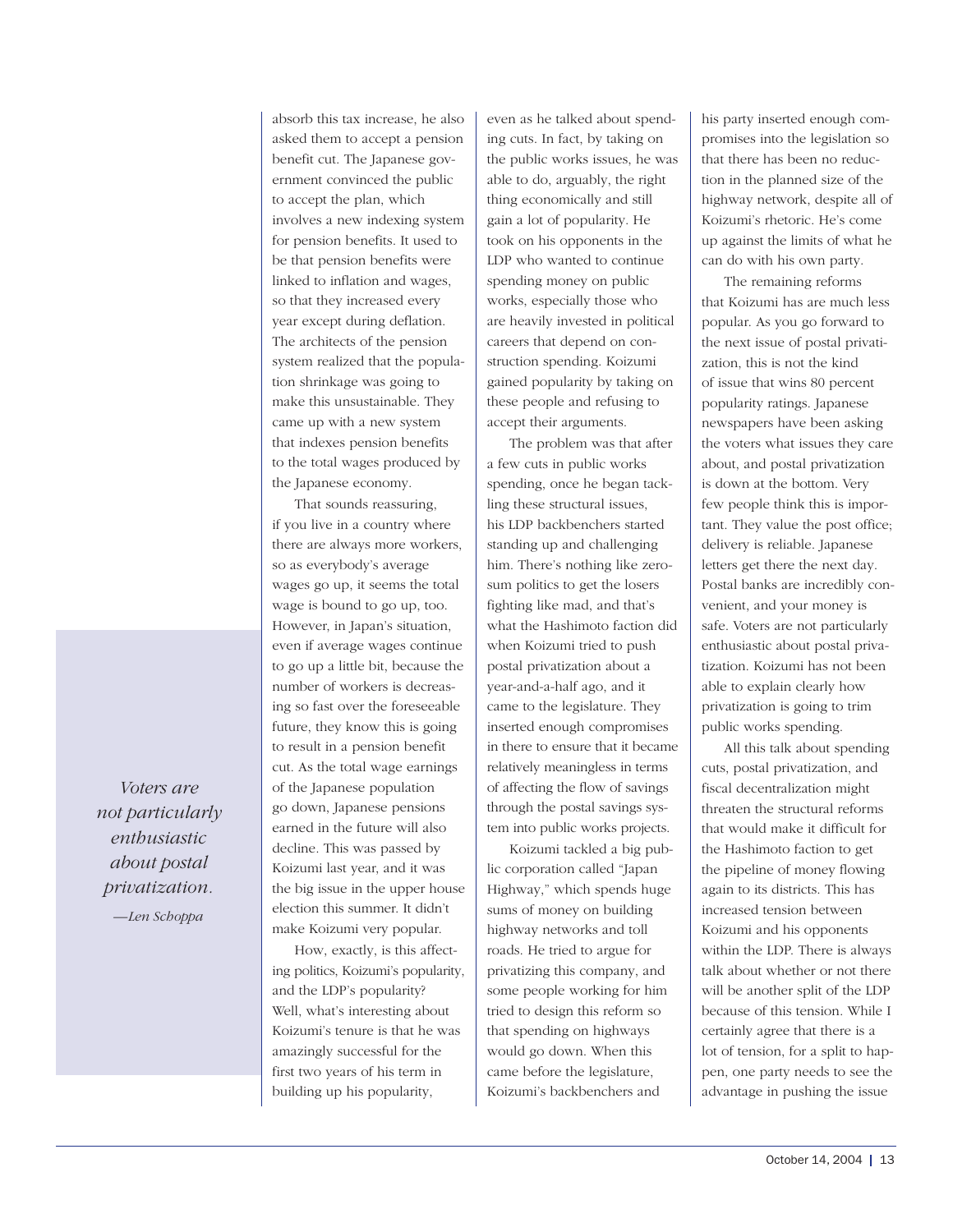absorb this tax increase, he also asked them to accept a pension benefit cut. The Japanese government convinced the public to accept the plan, which involves a new indexing system for pension benefits. It used to be that pension benefits were linked to inflation and wages, so that they increased every year except during deflation. The architects of the pension system realized that the population shrinkage was going to make this unsustainable. They came up with a new system that indexes pension benefits to the total wages produced by the Japanese economy.

That sounds reassuring, if you live in a country where there are always more workers, so as everybody's average wages go up, it seems the total wage is bound to go up, too. However, in Japan's situation, even if average wages continue to go up a little bit, because the number of workers is decreasing so fast over the foreseeable future, they know this is going to result in a pension benefit cut. As the total wage earnings of the Japanese population go down, Japanese pensions earned in the future will also decline. This was passed by Koizumi last year, and it was the big issue in the upper house election this summer. It didn't make Koizumi very popular.

> *Voters are not particularly enthusiastic about postal privatization.*
>
> *—Len Schoppa*

How, exactly, is this affecting politics, Koizumi's popularity, and the LDP's popularity? Well, what's interesting about Koizumi's tenure is that he was amazingly successful for the first two years of his term in building up his popularity, even as he talked about spending cuts. In fact, by taking on the public works issues, he was able to do, arguably, the right thing economically and still gain a lot of popularity. He took on his opponents in the LDP who wanted to continue spending money on public works, especially those who are heavily invested in political careers that depend on construction spending. Koizumi gained popularity by taking on these people and refusing to accept their arguments.

The problem was that after a few cuts in public works spending, once he began tackling these structural issues, his LDP backbenchers started standing up and challenging him. There's nothing like zero-sum politics to get the losers fighting like mad, and that's what the Hashimoto faction did when Koizumi tried to push postal privatization about a year-and-a-half ago, and it came to the legislature. They inserted enough compromises in there to ensure that it became relatively meaningless in terms of affecting the flow of savings through the postal savings system into public works projects.

Koizumi tackled a big public corporation called "Japan Highway," which spends huge sums of money on building highway networks and toll roads. He tried to argue for privatizing this company, and some people working for him tried to design this reform so that spending on highways would go down. When this came before the legislature, Koizumi's backbenchers and his party inserted enough compromises into the legislation so that there has been no reduction in the planned size of the highway network, despite all of Koizumi's rhetoric. He's come up against the limits of what he can do with his own party.

The remaining reforms that Koizumi has are much less popular. As you go forward to the next issue of postal privatization, this is not the kind of issue that wins 80 percent popularity ratings. Japanese newspapers have been asking the voters what issues they care about, and postal privatization is down at the bottom. Very few people think this is important. They value the post office; delivery is reliable. Japanese letters get there the next day. Postal banks are incredibly convenient, and your money is safe. Voters are not particularly enthusiastic about postal privatization. Koizumi has not been able to explain clearly how privatization is going to trim public works spending.

All this talk about spending cuts, postal privatization, and fiscal decentralization might threaten the structural reforms that would make it difficult for the Hashimoto faction to get the pipeline of money flowing again to its districts. This has increased tension between Koizumi and his opponents within the LDP. There is always talk about whether or not there will be another split of the LDP because of this tension. While I certainly agree that there is a lot of tension, for a split to happen, one party needs to see the advantage in pushing the issue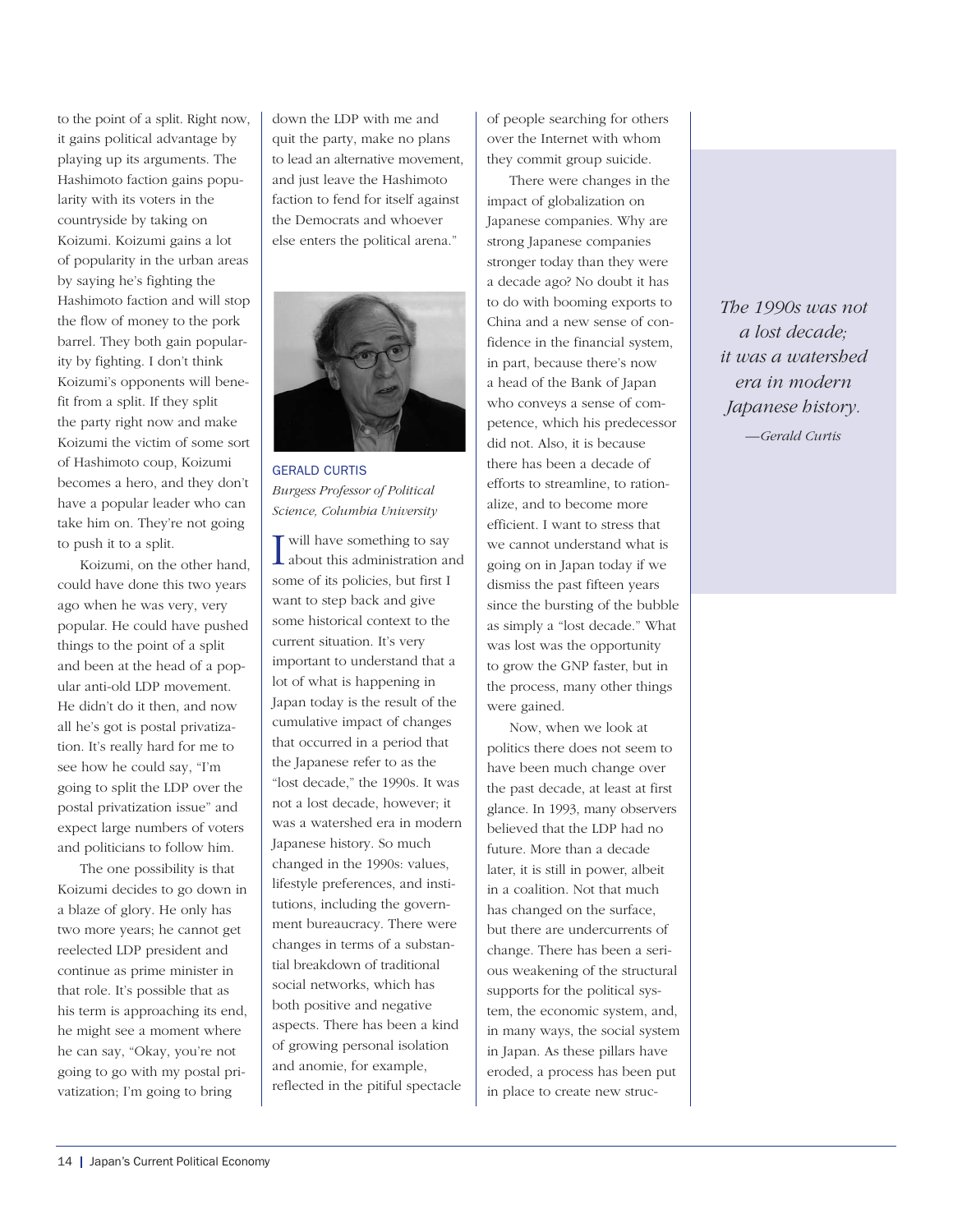to the point of a split. Right now, it gains political advantage by playing up its arguments. The Hashimoto faction gains popularity with its voters in the countryside by taking on Koizumi. Koizumi gains a lot of popularity in the urban areas by saying he's fighting the Hashimoto faction and will stop the flow of money to the pork barrel. They both gain popularity by fighting. I don't think Koizumi's opponents will benefit from a split. If they split the party right now and make Koizumi the victim of some sort of Hashimoto coup, Koizumi becomes a hero, and they don't have a popular leader who can take him on. They're not going to push it to a split.

Koizumi, on the other hand, could have done this two years ago when he was very, very popular. He could have pushed things to the point of a split and been at the head of a popular anti-old LDP movement. He didn't do it then, and now all he's got is postal privatization. It's really hard for me to see how he could say, "I'm going to split the LDP over the postal privatization issue" and expect large numbers of voters and politicians to follow him.

The one possibility is that Koizumi decides to go down in a blaze of glory. He only has two more years; he cannot get reelected LDP president and continue as prime minister in that role. It's possible that as his term is approaching its end, he might see a moment where he can say, "Okay, you're not going to go with my postal privatization; I'm going to bring down the LDP with me and quit the party, make no plans to lead an alternative movement, and just leave the Hashimoto faction to fend for itself against the Democrats and whoever else enters the political arena."

GERALD CURTIS
*Burgess Professor of Political Science, Columbia University*

I will have something to say about this administration and some of its policies, but first I want to step back and give some historical context to the current situation. It's very important to understand that a lot of what is happening in Japan today is the result of the cumulative impact of changes that occurred in a period that the Japanese refer to as the "lost decade," the 1990s. It was not a lost decade, however; it was a watershed era in modern Japanese history. So much changed in the 1990s: values, lifestyle preferences, and institutions, including the government bureaucracy. There were changes in terms of a substantial breakdown of traditional social networks, which has both positive and negative aspects. There has been a kind of growing personal isolation and anomie, for example, reflected in the pitiful spectacle of people searching for others over the Internet with whom they commit group suicide.

There were changes in the impact of globalization on Japanese companies. Why are strong Japanese companies stronger today than they were a decade ago? No doubt it has to do with booming exports to China and a new sense of confidence in the financial system, in part, because there's now a head of the Bank of Japan who conveys a sense of competence, which his predecessor did not. Also, it is because there has been a decade of efforts to streamline, to rationalize, and to become more efficient. I want to stress that we cannot understand what is going on in Japan today if we dismiss the past fifteen years since the bursting of the bubble as simply a "lost decade." What was lost was the opportunity to grow the GNP faster, but in the process, many other things were gained.

Now, when we look at politics there does not seem to have been much change over the past decade, at least at first glance. In 1993, many observers believed that the LDP had no future. More than a decade later, it is still in power, albeit in a coalition. Not that much has changed on the surface, but there are undercurrents of change. There has been a serious weakening of the structural supports for the political system, the economic system, and, in many ways, the social system in Japan. As these pillars have eroded, a process has been put in place to create new struc-

*The 1990s was not a lost decade; it was a watershed era in modern Japanese history.*
*—Gerald Curtis*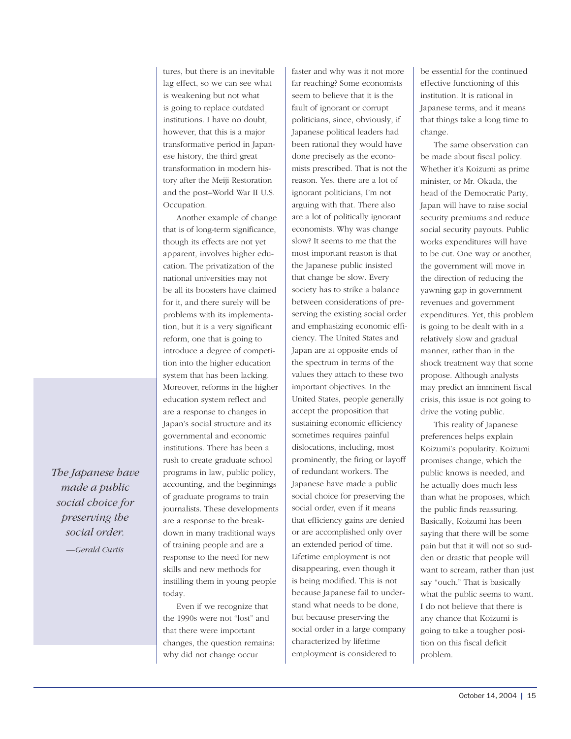tures, but there is an inevitable lag effect, so we can see what is weakening but not what is going to replace outdated institutions. I have no doubt, however, that this is a major transformative period in Japanese history, the third great transformation in modern history after the Meiji Restoration and the post–World War II U.S. Occupation.

Another example of change that is of long-term significance, though its effects are not yet apparent, involves higher education. The privatization of the national universities may not be all its boosters have claimed for it, and there surely will be problems with its implementation, but it is a very significant reform, one that is going to introduce a degree of competition into the higher education system that has been lacking. Moreover, reforms in the higher education system reflect and are a response to changes in Japan's social structure and its governmental and economic institutions. There has been a rush to create graduate school programs in law, public policy, accounting, and the beginnings of graduate programs to train journalists. These developments are a response to the breakdown in many traditional ways of training people and are a response to the need for new skills and new methods for instilling them in young people today.

> *The Japanese have made a public social choice for preserving the social order.*
>
> *—Gerald Curtis*

Even if we recognize that the 1990s were not "lost" and that there were important changes, the question remains: why did not change occur faster and why was it not more far reaching? Some economists seem to believe that it is the fault of ignorant or corrupt politicians, since, obviously, if Japanese political leaders had been rational they would have done precisely as the economists prescribed. That is not the reason. Yes, there are a lot of ignorant politicians, I'm not arguing with that. There also are a lot of politically ignorant economists. Why was change slow? It seems to me that the most important reason is that the Japanese public insisted that change be slow. Every society has to strike a balance between considerations of preserving the existing social order and emphasizing economic efficiency. The United States and Japan are at opposite ends of the spectrum in terms of the values they attach to these two important objectives. In the United States, people generally accept the proposition that sustaining economic efficiency sometimes requires painful dislocations, including, most prominently, the firing or layoff of redundant workers. The Japanese have made a public social choice for preserving the social order, even if it means that efficiency gains are denied or are accomplished only over an extended period of time. Lifetime employment is not disappearing, even though it is being modified. This is not because Japanese fail to understand what needs to be done, but because preserving the social order in a large company characterized by lifetime employment is considered to be essential for the continued effective functioning of this institution. It is rational in Japanese terms, and it means that things take a long time to change.

The same observation can be made about fiscal policy. Whether it's Koizumi as prime minister, or Mr. Okada, the head of the Democratic Party, Japan will have to raise social security premiums and reduce social security payouts. Public works expenditures will have to be cut. One way or another, the government will move in the direction of reducing the yawning gap in government revenues and government expenditures. Yet, this problem is going to be dealt with in a relatively slow and gradual manner, rather than in the shock treatment way that some propose. Although analysts may predict an imminent fiscal crisis, this issue is not going to drive the voting public.

This reality of Japanese preferences helps explain Koizumi's popularity. Koizumi promises change, which the public knows is needed, and he actually does much less than what he proposes, which the public finds reassuring. Basically, Koizumi has been saying that there will be some pain but that it will not so sudden or drastic that people will want to scream, rather than just say "ouch." That is basically what the public seems to want. I do not believe that there is any chance that Koizumi is going to take a tougher position on this fiscal deficit problem.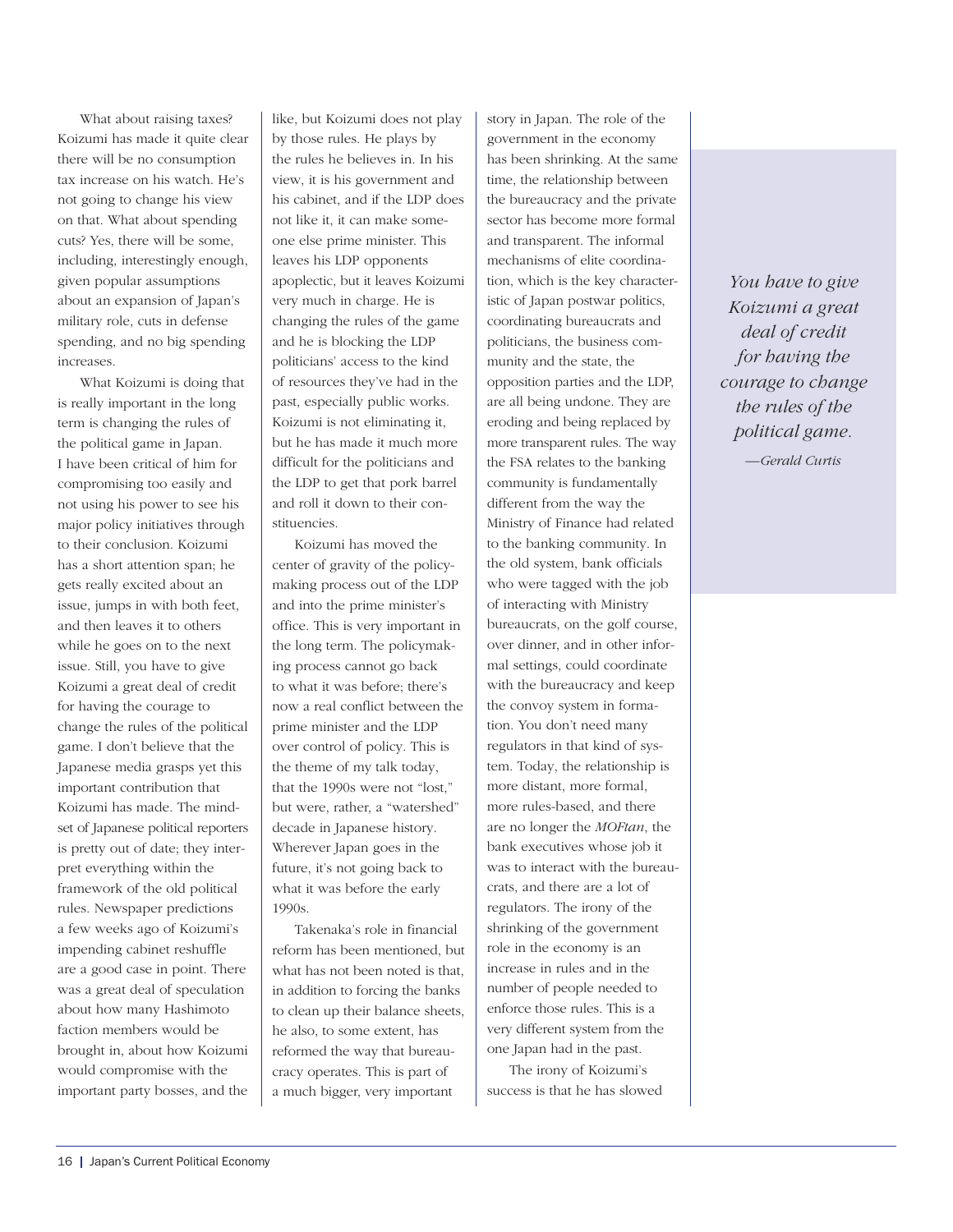What about raising taxes? Koizumi has made it quite clear there will be no consumption tax increase on his watch. He's not going to change his view on that. What about spending cuts? Yes, there will be some, including, interestingly enough, given popular assumptions about an expansion of Japan's military role, cuts in defense spending, and no big spending increases.

What Koizumi is doing that is really important in the long term is changing the rules of the political game in Japan. I have been critical of him for compromising too easily and not using his power to see his major policy initiatives through to their conclusion. Koizumi has a short attention span; he gets really excited about an issue, jumps in with both feet, and then leaves it to others while he goes on to the next issue. Still, you have to give Koizumi a great deal of credit for having the courage to change the rules of the political game. I don't believe that the Japanese media grasps yet this important contribution that Koizumi has made. The mindset of Japanese political reporters is pretty out of date; they interpret everything within the framework of the old political rules. Newspaper predictions a few weeks ago of Koizumi's impending cabinet reshuffle are a good case in point. There was a great deal of speculation about how many Hashimoto faction members would be brought in, about how Koizumi would compromise with the important party bosses, and the like, but Koizumi does not play by those rules. He plays by the rules he believes in. In his view, it is his government and his cabinet, and if the LDP does not like it, it can make someone else prime minister. This leaves his LDP opponents apoplectic, but it leaves Koizumi very much in charge. He is changing the rules of the game and he is blocking the LDP politicians' access to the kind of resources they've had in the past, especially public works. Koizumi is not eliminating it, but he has made it much more difficult for the politicians and the LDP to get that pork barrel and roll it down to their constituencies.

Koizumi has moved the center of gravity of the policymaking process out of the LDP and into the prime minister's office. This is very important in the long term. The policymaking process cannot go back to what it was before; there's now a real conflict between the prime minister and the LDP over control of policy. This is the theme of my talk today, that the 1990s were not "lost," but were, rather, a "watershed" decade in Japanese history. Wherever Japan goes in the future, it's not going back to what it was before the early 1990s.

Takenaka's role in financial reform has been mentioned, but what has not been noted is that, in addition to forcing the banks to clean up their balance sheets, he also, to some extent, has reformed the way that bureaucracy operates. This is part of a much bigger, very important story in Japan. The role of the government in the economy has been shrinking. At the same time, the relationship between the bureaucracy and the private sector has become more formal and transparent. The informal mechanisms of elite coordination, which is the key characteristic of Japan postwar politics, coordinating bureaucrats and politicians, the business community and the state, the opposition parties and the LDP, are all being undone. They are eroding and being replaced by more transparent rules. The way the FSA relates to the banking community is fundamentally different from the way the Ministry of Finance had related to the banking community. In the old system, bank officials who were tagged with the job of interacting with Ministry bureaucrats, on the golf course, over dinner, and in other informal settings, could coordinate with the bureaucracy and keep the convoy system in formation. You don't need many regulators in that kind of system. Today, the relationship is more distant, more formal, more rules-based, and there are no longer the *MOFtan*, the bank executives whose job it was to interact with the bureaucrats, and there are a lot of regulators. The irony of the shrinking of the government role in the economy is an increase in rules and in the number of people needed to enforce those rules. This is a very different system from the one Japan had in the past.

The irony of Koizumi's success is that he has slowed

> *You have to give Koizumi a great deal of credit for having the courage to change the rules of the political game.*
>
> *—Gerald Curtis*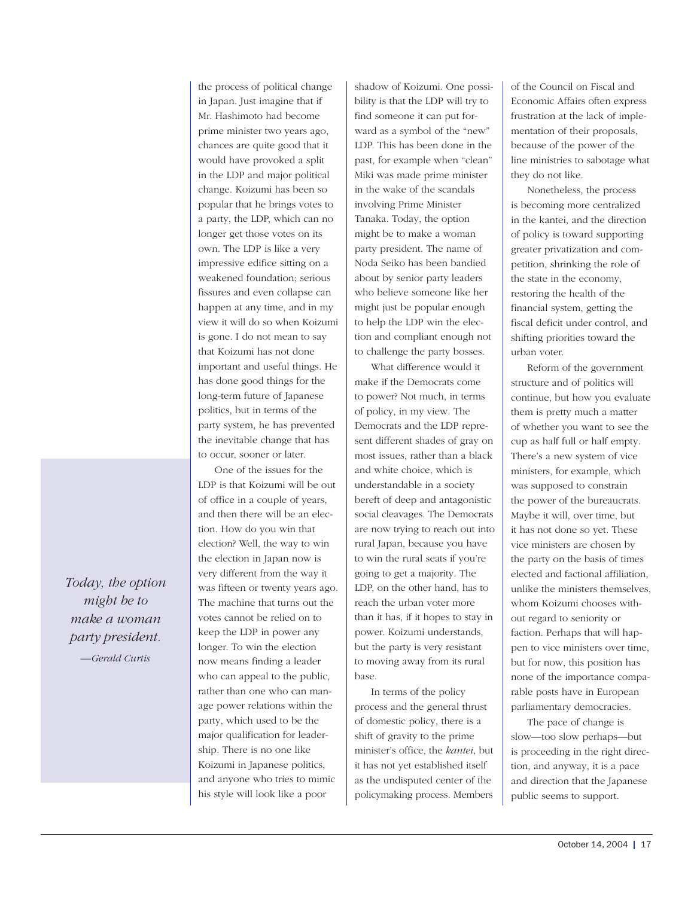the process of political change in Japan. Just imagine that if Mr. Hashimoto had become prime minister two years ago, chances are quite good that it would have provoked a split in the LDP and major political change. Koizumi has been so popular that he brings votes to a party, the LDP, which can no longer get those votes on its own. The LDP is like a very impressive edifice sitting on a weakened foundation; serious fissures and even collapse can happen at any time, and in my view it will do so when Koizumi is gone. I do not mean to say that Koizumi has not done important and useful things. He has done good things for the long-term future of Japanese politics, but in terms of the party system, he has prevented the inevitable change that has to occur, sooner or later.

One of the issues for the LDP is that Koizumi will be out of office in a couple of years, and then there will be an election. How do you win that election? Well, the way to win the election in Japan now is very different from the way it was fifteen or twenty years ago. The machine that turns out the votes cannot be relied on to keep the LDP in power any longer. To win the election now means finding a leader who can appeal to the public, rather than one who can manage power relations within the party, which used to be the major qualification for leadership. There is no one like Koizumi in Japanese politics, and anyone who tries to mimic his style will look like a poor shadow of Koizumi. One possibility is that the LDP will try to find someone it can put forward as a symbol of the "new" LDP. This has been done in the past, for example when "clean" Miki was made prime minister in the wake of the scandals involving Prime Minister Tanaka. Today, the option might be to make a woman party president. The name of Noda Seiko has been bandied about by senior party leaders who believe someone like her might just be popular enough to help the LDP win the election and compliant enough not to challenge the party bosses.

*Today, the option might be to make a woman party president.*
*—Gerald Curtis*

What difference would it make if the Democrats come to power? Not much, in terms of policy, in my view. The Democrats and the LDP represent different shades of gray on most issues, rather than a black and white choice, which is understandable in a society bereft of deep and antagonistic social cleavages. The Democrats are now trying to reach out into rural Japan, because you have to win the rural seats if you're going to get a majority. The LDP, on the other hand, has to reach the urban voter more than it has, if it hopes to stay in power. Koizumi understands, but the party is very resistant to moving away from its rural base.

In terms of the policy process and the general thrust of domestic policy, there is a shift of gravity to the prime minister's office, the *kantei*, but it has not yet established itself as the undisputed center of the policymaking process. Members of the Council on Fiscal and Economic Affairs often express frustration at the lack of implementation of their proposals, because of the power of the line ministries to sabotage what they do not like.

Nonetheless, the process is becoming more centralized in the kantei, and the direction of policy is toward supporting greater privatization and competition, shrinking the role of the state in the economy, restoring the health of the financial system, getting the fiscal deficit under control, and shifting priorities toward the urban voter.

Reform of the government structure and of politics will continue, but how you evaluate them is pretty much a matter of whether you want to see the cup as half full or half empty. There's a new system of vice ministers, for example, which was supposed to constrain the power of the bureaucrats. Maybe it will, over time, but it has not done so yet. These vice ministers are chosen by the party on the basis of times elected and factional affiliation, unlike the ministers themselves, whom Koizumi chooses without regard to seniority or faction. Perhaps that will happen to vice ministers over time, but for now, this position has none of the importance comparable posts have in European parliamentary democracies.

The pace of change is slow—too slow perhaps—but is proceeding in the right direction, and anyway, it is a pace and direction that the Japanese public seems to support.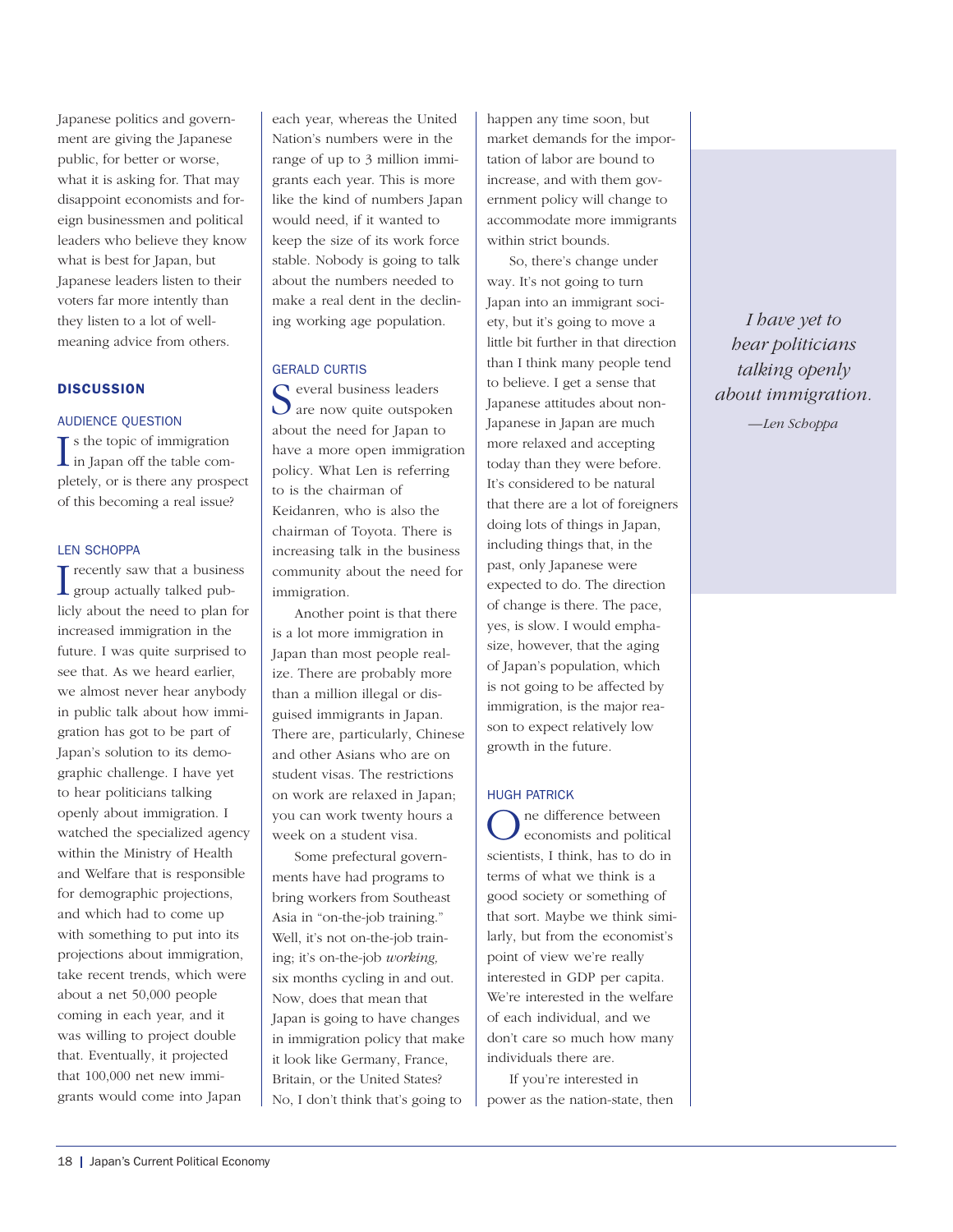Japanese politics and government are giving the Japanese public, for better or worse, what it is asking for. That may disappoint economists and foreign businessmen and political leaders who believe they know what is best for Japan, but Japanese leaders listen to their voters far more intently than they listen to a lot of well-meaning advice from others.

## DISCUSSION

### AUDIENCE QUESTION

Is the topic of immigration in Japan off the table completely, or is there any prospect of this becoming a real issue?

### LEN SCHOPPA

I recently saw that a business group actually talked publicly about the need to plan for increased immigration in the future. I was quite surprised to see that. As we heard earlier, we almost never hear anybody in public talk about how immigration has got to be part of Japan's solution to its demographic challenge. I have yet to hear politicians talking openly about immigration. I watched the specialized agency within the Ministry of Health and Welfare that is responsible for demographic projections, and which had to come up with something to put into its projections about immigration, take recent trends, which were about a net 50,000 people coming in each year, and it was willing to project double that. Eventually, it projected that 100,000 net new immigrants would come into Japan each year, whereas the United Nation's numbers were in the range of up to 3 million immigrants each year. This is more like the kind of numbers Japan would need, if it wanted to keep the size of its work force stable. Nobody is going to talk about the numbers needed to make a real dent in the declining working age population.

### GERALD CURTIS

Several business leaders are now quite outspoken about the need for Japan to have a more open immigration policy. What Len is referring to is the chairman of Keidanren, who is also the chairman of Toyota. There is increasing talk in the business community about the need for immigration.

Another point is that there is a lot more immigration in Japan than most people realize. There are probably more than a million illegal or disguised immigrants in Japan. There are, particularly, Chinese and other Asians who are on student visas. The restrictions on work are relaxed in Japan; you can work twenty hours a week on a student visa.

Some prefectural governments have had programs to bring workers from Southeast Asia in "on-the-job training." Well, it's not on-the-job training; it's on-the-job *working,* six months cycling in and out. Now, does that mean that Japan is going to have changes in immigration policy that make it look like Germany, France, Britain, or the United States? No, I don't think that's going to happen any time soon, but market demands for the importation of labor are bound to increase, and with them government policy will change to accommodate more immigrants within strict bounds.

So, there's change under way. It's not going to turn Japan into an immigrant society, but it's going to move a little bit further in that direction than I think many people tend to believe. I get a sense that Japanese attitudes about non-Japanese in Japan are much more relaxed and accepting today than they were before. It's considered to be natural that there are a lot of foreigners doing lots of things in Japan, including things that, in the past, only Japanese were expected to do. The direction of change is there. The pace, yes, is slow. I would emphasize, however, that the aging of Japan's population, which is not going to be affected by immigration, is the major reason to expect relatively low growth in the future.

> *I have yet to hear politicians talking openly about immigration.*
>
> *—Len Schoppa*

### HUGH PATRICK

One difference between economists and political scientists, I think, has to do in terms of what we think is a good society or something of that sort. Maybe we think similarly, but from the economist's point of view we're really interested in GDP per capita. We're interested in the welfare of each individual, and we don't care so much how many individuals there are.

If you're interested in power as the nation-state, then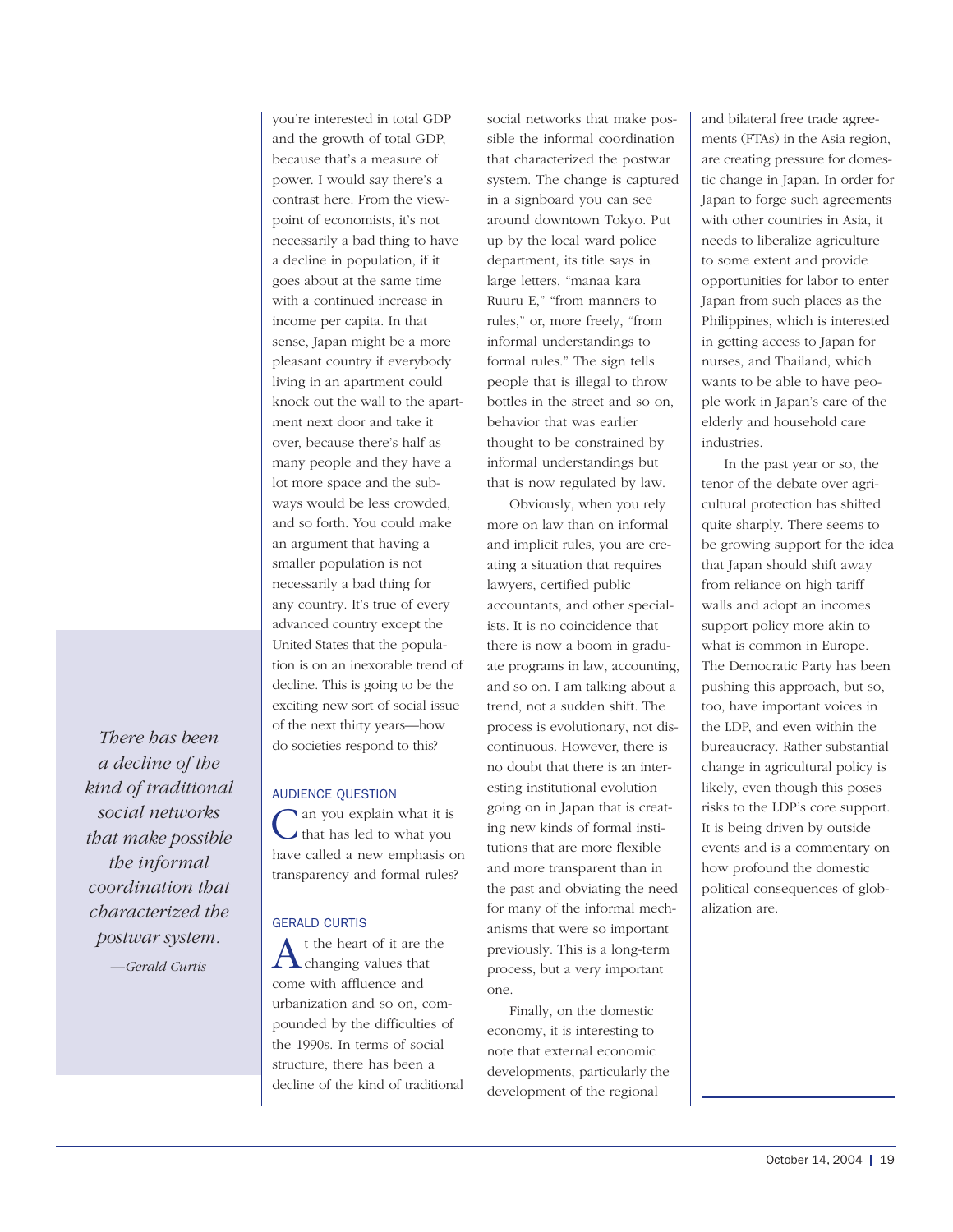you're interested in total GDP and the growth of total GDP, because that's a measure of power. I would say there's a contrast here. From the viewpoint of economists, it's not necessarily a bad thing to have a decline in population, if it goes about at the same time with a continued increase in income per capita. In that sense, Japan might be a more pleasant country if everybody living in an apartment could knock out the wall to the apartment next door and take it over, because there's half as many people and they have a lot more space and the subways would be less crowded, and so forth. You could make an argument that having a smaller population is not necessarily a bad thing for any country. It's true of every advanced country except the United States that the population is on an inexorable trend of decline. This is going to be the exciting new sort of social issue of the next thirty years—how do societies respond to this?

> *There has been a decline of the kind of traditional social networks that make possible the informal coordination that characterized the postwar system.*
>
> *—Gerald Curtis*

AUDIENCE QUESTION

Can you explain what it is that has led to what you have called a new emphasis on transparency and formal rules?

GERALD CURTIS

At the heart of it are the changing values that come with affluence and urbanization and so on, compounded by the difficulties of the 1990s. In terms of social structure, there has been a decline of the kind of traditional social networks that make possible the informal coordination that characterized the postwar system. The change is captured in a signboard you can see around downtown Tokyo. Put up by the local ward police department, its title says in large letters, "manaa kara Ruuru E," "from manners to rules," or, more freely, "from informal understandings to formal rules." The sign tells people that is illegal to throw bottles in the street and so on, behavior that was earlier thought to be constrained by informal understandings but that is now regulated by law.

Obviously, when you rely more on law than on informal and implicit rules, you are creating a situation that requires lawyers, certified public accountants, and other specialists. It is no coincidence that there is now a boom in graduate programs in law, accounting, and so on. I am talking about a trend, not a sudden shift. The process is evolutionary, not discontinuous. However, there is no doubt that there is an interesting institutional evolution going on in Japan that is creating new kinds of formal institutions that are more flexible and more transparent than in the past and obviating the need for many of the informal mechanisms that were so important previously. This is a long-term process, but a very important one.

Finally, on the domestic economy, it is interesting to note that external economic developments, particularly the development of the regional and bilateral free trade agreements (FTAs) in the Asia region, are creating pressure for domestic change in Japan. In order for Japan to forge such agreements with other countries in Asia, it needs to liberalize agriculture to some extent and provide opportunities for labor to enter Japan from such places as the Philippines, which is interested in getting access to Japan for nurses, and Thailand, which wants to be able to have people work in Japan's care of the elderly and household care industries.

In the past year or so, the tenor of the debate over agricultural protection has shifted quite sharply. There seems to be growing support for the idea that Japan should shift away from reliance on high tariff walls and adopt an incomes support policy more akin to what is common in Europe. The Democratic Party has been pushing this approach, but so, too, have important voices in the LDP, and even within the bureaucracy. Rather substantial change in agricultural policy is likely, even though this poses risks to the LDP's core support. It is being driven by outside events and is a commentary on how profound the domestic political consequences of globalization are.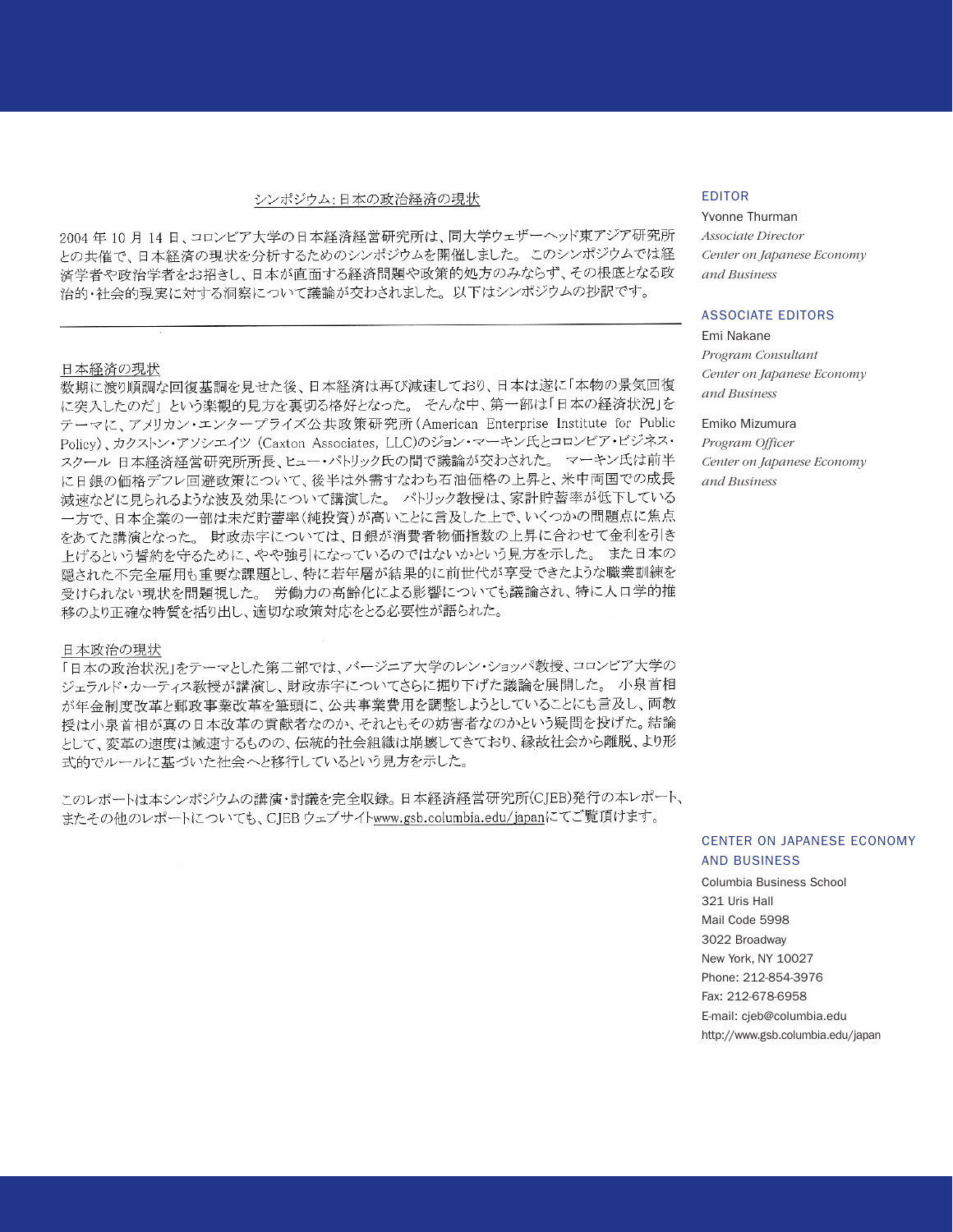## シンポジウム：日本の政治経済の現状

2004年10月14日、コロンビア大学の日本経済経営研究所は、同大学ウェザーヘッド東アジア研究所との共催で、日本経済の現状を分析するためのシンポジウムを開催しました。このシンポジウムでは経済学者や政治学者をお招きし、日本が直面する経済問題や政策的処方のみならず、その根底となる政治的・社会的現実に対する洞察について議論が交わされました。以下はシンポジウムの抄訳です。

---

### 日本経済の現状

数期に渡り順調な回復基調を見せた後、日本経済は再び減速しており、日本は遂に「本物の景気回復に突入したのだ」という楽観的見方を裏切る格好となった。そんな中、第一部は「日本の経済状況」をテーマに、アメリカン・エンタープライズ公共政策研究所（American Enterprise Institute for Public Policy）、カクストン・アソシエイツ（Caxton Associates, LLC）のジョン・マーキン氏とコロンビア・ビジネス・スクール 日本経済経営研究所所長、ヒュー・パトリック氏の間で議論が交わされた。マーキン氏は前半に日銀の価格デフレ回避政策について、後半は外需すなわち石油価格の上昇と、米中両国での成長減速などに見られるような波及効果について講演した。パトリック教授は、家計貯蓄率が低下している一方で、日本企業の一部は未だ貯蓄率（純投資）が高いことに言及した上で、いくつかの問題点に焦点をあてた講演となった。財政赤字については、日銀が消費者物価指数の上昇に合わせて金利を引き上げるという誓約を守るために、やや強引になっているのではないかという見方を示した。また日本の隠された不完全雇用も重要な課題とし、特に若年層が結果的に前世代が享受できたような職業訓練を受けられない現状を問題視した。労働力の高齢化による影響についても議論され、特に人口学的推移のより正確な特質を括り出し、適切な政策対応をとる必要性が語られた。

### 日本政治の現状

「日本の政治状況」をテーマとした第二部では、バージニア大学のレン・ショッパ教授、コロンビア大学のジェラルド・カーティス教授が講演し、財政赤字についてさらに掘り下げた議論を展開した。小泉首相が年金制度改革と郵政事業改革を筆頭に、公共事業費用を調整しようとしていることにも言及し、両教授は小泉首相が真の日本改革の貢献者なのか、それともその妨害者なのかという疑問を投げた。結論として、変革の速度は減速するものの、伝統的社会組織は崩壊してきており、縁故社会から離脱、より形式的でルールに基づいた社会へと移行しているという見方を示した。

このレポートは本シンポジウムの講演・討議を完全収録。日本経済経営研究所(CJEB)発行の本レポート、またその他のレポートについても、CJEB ウェブサイトwww.gsb.columbia.edu/japanにてご覧頂けます。

---

**EDITOR**

Yvonne Thurman
*Associate Director*
*Center on Japanese Economy and Business*

**ASSOCIATE EDITORS**

Emi Nakane
*Program Consultant*
*Center on Japanese Economy and Business*

Emiko Mizumura
*Program Officer*
*Center on Japanese Economy and Business*

**CENTER ON JAPANESE ECONOMY AND BUSINESS**

Columbia Business School
321 Uris Hall
Mail Code 5998
3022 Broadway
New York, NY 10027
Phone: 212-854-3976
Fax: 212-678-6958
E-mail: cjeb@columbia.edu
http://www.gsb.columbia.edu/japan